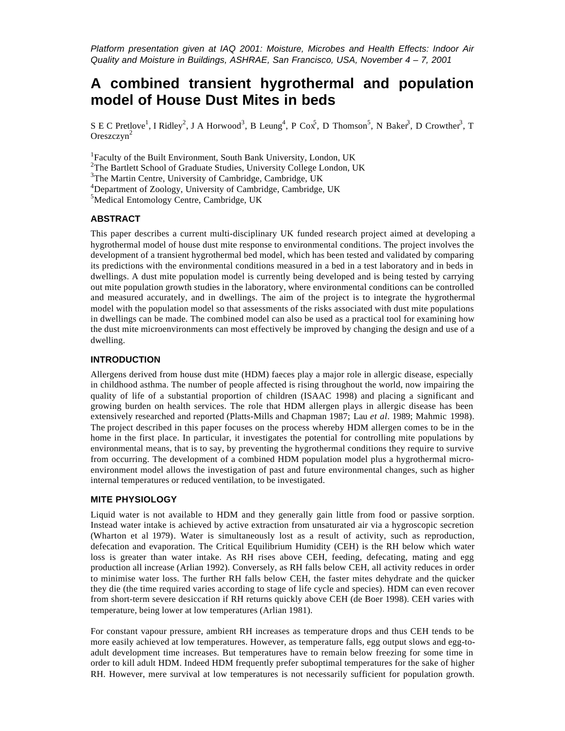*Platform presentation given at IAQ 2001: Moisture, Microbes and Health Effects: Indoor Air Quality and Moisture in Buildings, ASHRAE, San Francisco, USA, November 4 – 7, 2001*

# A combined transient hygrothermal and population model of House Dust Mites in beds

S E C Pretlove[1], I Ridley[2], J A Horwood[3], B Leung[4], P Cox[5], D Thomson[5], N Baker[3], D Crowther[3], T Oreszczyn[2]

[1]Faculty of the Built Environment, South Bank University, London, UK
[2]The Bartlett School of Graduate Studies, University College London, UK
[3]The Martin Centre, University of Cambridge, Cambridge, UK
[4]Department of Zoology, University of Cambridge, Cambridge, UK
[5]Medical Entomology Centre, Cambridge, UK

## ABSTRACT

This paper describes a current multi-disciplinary UK funded research project aimed at developing a hygrothermal model of house dust mite response to environmental conditions. The project involves the development of a transient hygrothermal bed model, which has been tested and validated by comparing its predictions with the environmental conditions measured in a bed in a test laboratory and in beds in dwellings. A dust mite population model is currently being developed and is being tested by carrying out mite population growth studies in the laboratory, where environmental conditions can be controlled and measured accurately, and in dwellings. The aim of the project is to integrate the hygrothermal model with the population model so that assessments of the risks associated with dust mite populations in dwellings can be made. The combined model can also be used as a practical tool for examining how the dust mite microenvironments can most effectively be improved by changing the design and use of a dwelling.

## INTRODUCTION

Allergens derived from house dust mite (HDM) faeces play a major role in allergic disease, especially in childhood asthma. The number of people affected is rising throughout the world, now impairing the quality of life of a substantial proportion of children (ISAAC 1998) and placing a significant and growing burden on health services. The role that HDM allergen plays in allergic disease has been extensively researched and reported (Platts-Mills and Chapman 1987; Lau *et al*. 1989; Mahmic 1998). The project described in this paper focuses on the process whereby HDM allergen comes to be in the home in the first place. In particular, it investigates the potential for controlling mite populations by environmental means, that is to say, by preventing the hygrothermal conditions they require to survive from occurring. The development of a combined HDM population model plus a hygrothermal micro-environment model allows the investigation of past and future environmental changes, such as higher internal temperatures or reduced ventilation, to be investigated.

## MITE PHYSIOLOGY

Liquid water is not available to HDM and they generally gain little from food or passive sorption. Instead water intake is achieved by active extraction from unsaturated air via a hygroscopic secretion (Wharton et al 1979). Water is simultaneously lost as a result of activity, such as reproduction, defecation and evaporation. The Critical Equilibrium Humidity (CEH) is the RH below which water loss is greater than water intake. As RH rises above CEH, feeding, defecating, mating and egg production all increase (Arlian 1992). Conversely, as RH falls below CEH, all activity reduces in order to minimise water loss. The further RH falls below CEH, the faster mites dehydrate and the quicker they die (the time required varies according to stage of life cycle and species). HDM can even recover from short-term severe desiccation if RH returns quickly above CEH (de Boer 1998). CEH varies with temperature, being lower at low temperatures (Arlian 1981).

For constant vapour pressure, ambient RH increases as temperature drops and thus CEH tends to be more easily achieved at low temperatures. However, as temperature falls, egg output slows and egg-to-adult development time increases. But temperatures have to remain below freezing for some time in order to kill adult HDM. Indeed HDM frequently prefer suboptimal temperatures for the sake of higher RH. However, mere survival at low temperatures is not necessarily sufficient for population growth.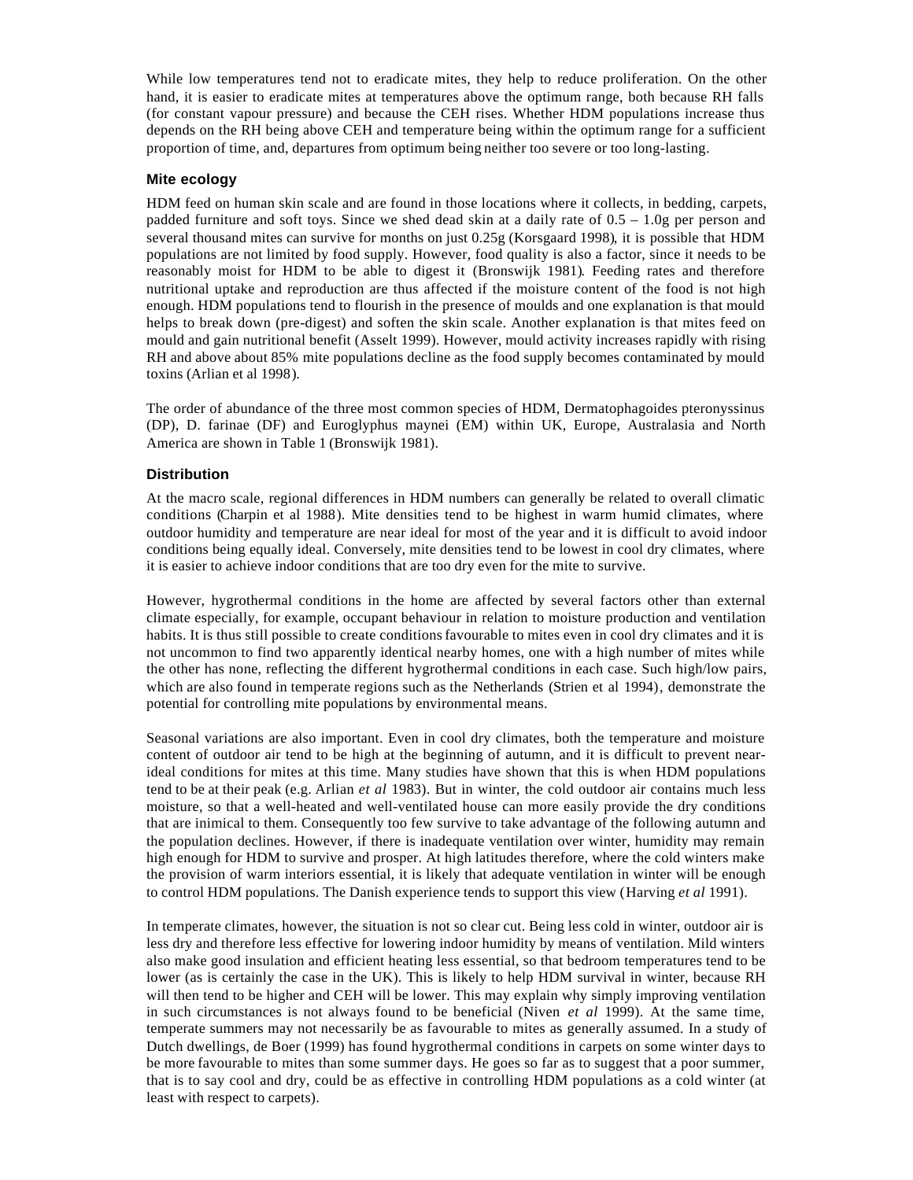While low temperatures tend not to eradicate mites, they help to reduce proliferation. On the other hand, it is easier to eradicate mites at temperatures above the optimum range, both because RH falls (for constant vapour pressure) and because the CEH rises. Whether HDM populations increase thus depends on the RH being above CEH and temperature being within the optimum range for a sufficient proportion of time, and, departures from optimum being neither too severe or too long-lasting.

### Mite ecology

HDM feed on human skin scale and are found in those locations where it collects, in bedding, carpets, padded furniture and soft toys. Since we shed dead skin at a daily rate of 0.5 – 1.0g per person and several thousand mites can survive for months on just 0.25g (Korsgaard 1998), it is possible that HDM populations are not limited by food supply. However, food quality is also a factor, since it needs to be reasonably moist for HDM to be able to digest it (Bronswijk 1981). Feeding rates and therefore nutritional uptake and reproduction are thus affected if the moisture content of the food is not high enough. HDM populations tend to flourish in the presence of moulds and one explanation is that mould helps to break down (pre-digest) and soften the skin scale. Another explanation is that mites feed on mould and gain nutritional benefit (Asselt 1999). However, mould activity increases rapidly with rising RH and above about 85% mite populations decline as the food supply becomes contaminated by mould toxins (Arlian et al 1998).

The order of abundance of the three most common species of HDM, Dermatophagoides pteronyssinus (DP), D. farinae (DF) and Euroglyphus maynei (EM) within UK, Europe, Australasia and North America are shown in Table 1 (Bronswijk 1981).

### Distribution

At the macro scale, regional differences in HDM numbers can generally be related to overall climatic conditions (Charpin et al 1988). Mite densities tend to be highest in warm humid climates, where outdoor humidity and temperature are near ideal for most of the year and it is difficult to avoid indoor conditions being equally ideal. Conversely, mite densities tend to be lowest in cool dry climates, where it is easier to achieve indoor conditions that are too dry even for the mite to survive.

However, hygrothermal conditions in the home are affected by several factors other than external climate especially, for example, occupant behaviour in relation to moisture production and ventilation habits. It is thus still possible to create conditions favourable to mites even in cool dry climates and it is not uncommon to find two apparently identical nearby homes, one with a high number of mites while the other has none, reflecting the different hygrothermal conditions in each case. Such high/low pairs, which are also found in temperate regions such as the Netherlands (Strien et al 1994), demonstrate the potential for controlling mite populations by environmental means.

Seasonal variations are also important. Even in cool dry climates, both the temperature and moisture content of outdoor air tend to be high at the beginning of autumn, and it is difficult to prevent near-ideal conditions for mites at this time. Many studies have shown that this is when HDM populations tend to be at their peak (e.g. Arlian *et al* 1983). But in winter, the cold outdoor air contains much less moisture, so that a well-heated and well-ventilated house can more easily provide the dry conditions that are inimical to them. Consequently too few survive to take advantage of the following autumn and the population declines. However, if there is inadequate ventilation over winter, humidity may remain high enough for HDM to survive and prosper. At high latitudes therefore, where the cold winters make the provision of warm interiors essential, it is likely that adequate ventilation in winter will be enough to control HDM populations. The Danish experience tends to support this view (Harving *et al* 1991).

In temperate climates, however, the situation is not so clear cut. Being less cold in winter, outdoor air is less dry and therefore less effective for lowering indoor humidity by means of ventilation. Mild winters also make good insulation and efficient heating less essential, so that bedroom temperatures tend to be lower (as is certainly the case in the UK). This is likely to help HDM survival in winter, because RH will then tend to be higher and CEH will be lower. This may explain why simply improving ventilation in such circumstances is not always found to be beneficial (Niven *et al* 1999). At the same time, temperate summers may not necessarily be as favourable to mites as generally assumed. In a study of Dutch dwellings, de Boer (1999) has found hygrothermal conditions in carpets on some winter days to be more favourable to mites than some summer days. He goes so far as to suggest that a poor summer, that is to say cool and dry, could be as effective in controlling HDM populations as a cold winter (at least with respect to carpets).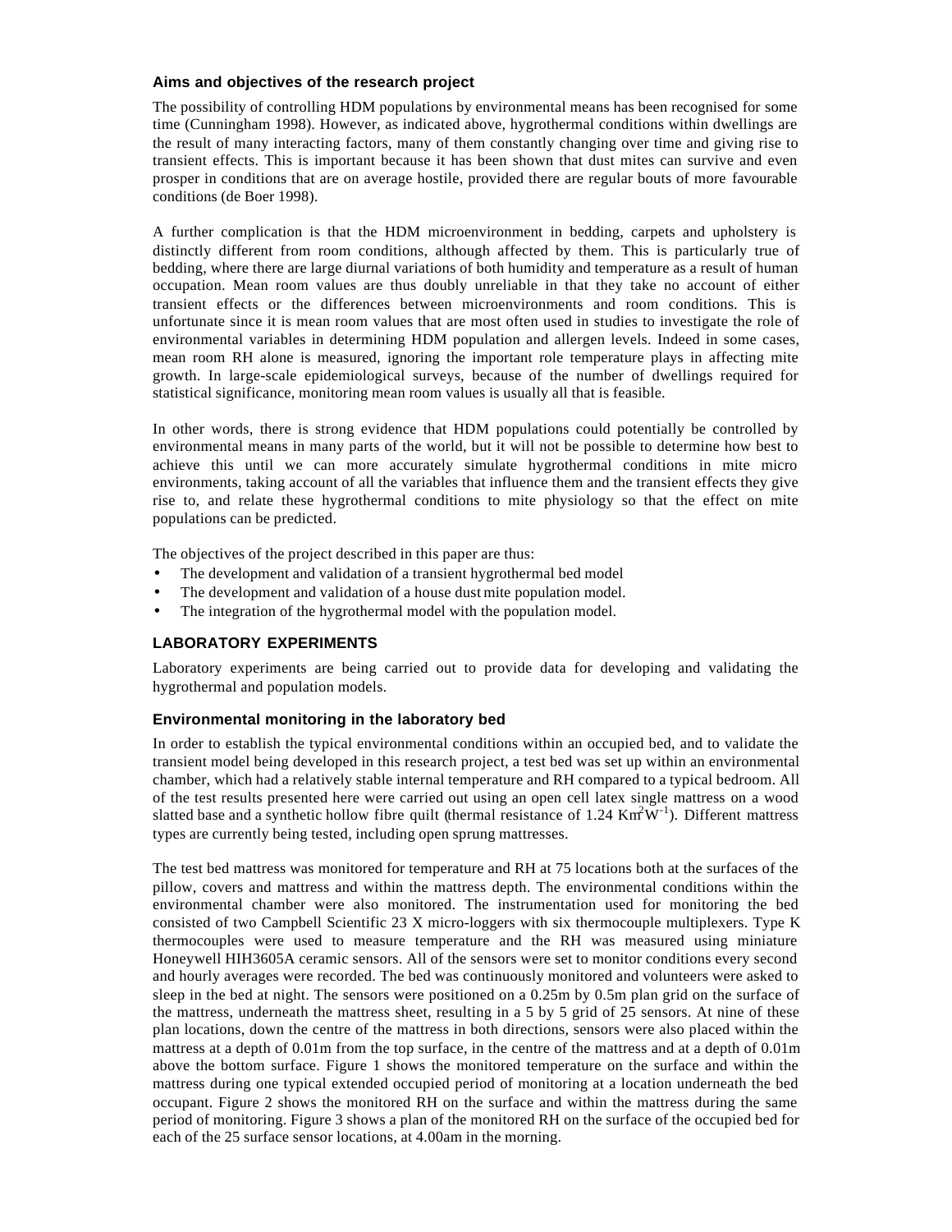### Aims and objectives of the research project

The possibility of controlling HDM populations by environmental means has been recognised for some time (Cunningham 1998). However, as indicated above, hygrothermal conditions within dwellings are the result of many interacting factors, many of them constantly changing over time and giving rise to transient effects. This is important because it has been shown that dust mites can survive and even prosper in conditions that are on average hostile, provided there are regular bouts of more favourable conditions (de Boer 1998).

A further complication is that the HDM microenvironment in bedding, carpets and upholstery is distinctly different from room conditions, although affected by them. This is particularly true of bedding, where there are large diurnal variations of both humidity and temperature as a result of human occupation. Mean room values are thus doubly unreliable in that they take no account of either transient effects or the differences between microenvironments and room conditions. This is unfortunate since it is mean room values that are most often used in studies to investigate the role of environmental variables in determining HDM population and allergen levels. Indeed in some cases, mean room RH alone is measured, ignoring the important role temperature plays in affecting mite growth. In large-scale epidemiological surveys, because of the number of dwellings required for statistical significance, monitoring mean room values is usually all that is feasible.

In other words, there is strong evidence that HDM populations could potentially be controlled by environmental means in many parts of the world, but it will not be possible to determine how best to achieve this until we can more accurately simulate hygrothermal conditions in mite micro environments, taking account of all the variables that influence them and the transient effects they give rise to, and relate these hygrothermal conditions to mite physiology so that the effect on mite populations can be predicted.

The objectives of the project described in this paper are thus:

- The development and validation of a transient hygrothermal bed model
- The development and validation of a house dust mite population model.
- The integration of the hygrothermal model with the population model.

## LABORATORY EXPERIMENTS

Laboratory experiments are being carried out to provide data for developing and validating the hygrothermal and population models.

### Environmental monitoring in the laboratory bed

In order to establish the typical environmental conditions within an occupied bed, and to validate the transient model being developed in this research project, a test bed was set up within an environmental chamber, which had a relatively stable internal temperature and RH compared to a typical bedroom. All of the test results presented here were carried out using an open cell latex single mattress on a wood slatted base and a synthetic hollow fibre quilt (thermal resistance of 1.24 $Km^2W^{-1}$). Different mattress types are currently being tested, including open sprung mattresses.

The test bed mattress was monitored for temperature and RH at 75 locations both at the surfaces of the pillow, covers and mattress and within the mattress depth. The environmental conditions within the environmental chamber were also monitored. The instrumentation used for monitoring the bed consisted of two Campbell Scientific 23 X micro-loggers with six thermocouple multiplexers. Type K thermocouples were used to measure temperature and the RH was measured using miniature Honeywell HIH3605A ceramic sensors. All of the sensors were set to monitor conditions every second and hourly averages were recorded. The bed was continuously monitored and volunteers were asked to sleep in the bed at night. The sensors were positioned on a 0.25m by 0.5m plan grid on the surface of the mattress, underneath the mattress sheet, resulting in a 5 by 5 grid of 25 sensors. At nine of these plan locations, down the centre of the mattress in both directions, sensors were also placed within the mattress at a depth of 0.01m from the top surface, in the centre of the mattress and at a depth of 0.01m above the bottom surface. Figure 1 shows the monitored temperature on the surface and within the mattress during one typical extended occupied period of monitoring at a location underneath the bed occupant. Figure 2 shows the monitored RH on the surface and within the mattress during the same period of monitoring. Figure 3 shows a plan of the monitored RH on the surface of the occupied bed for each of the 25 surface sensor locations, at 4.00am in the morning.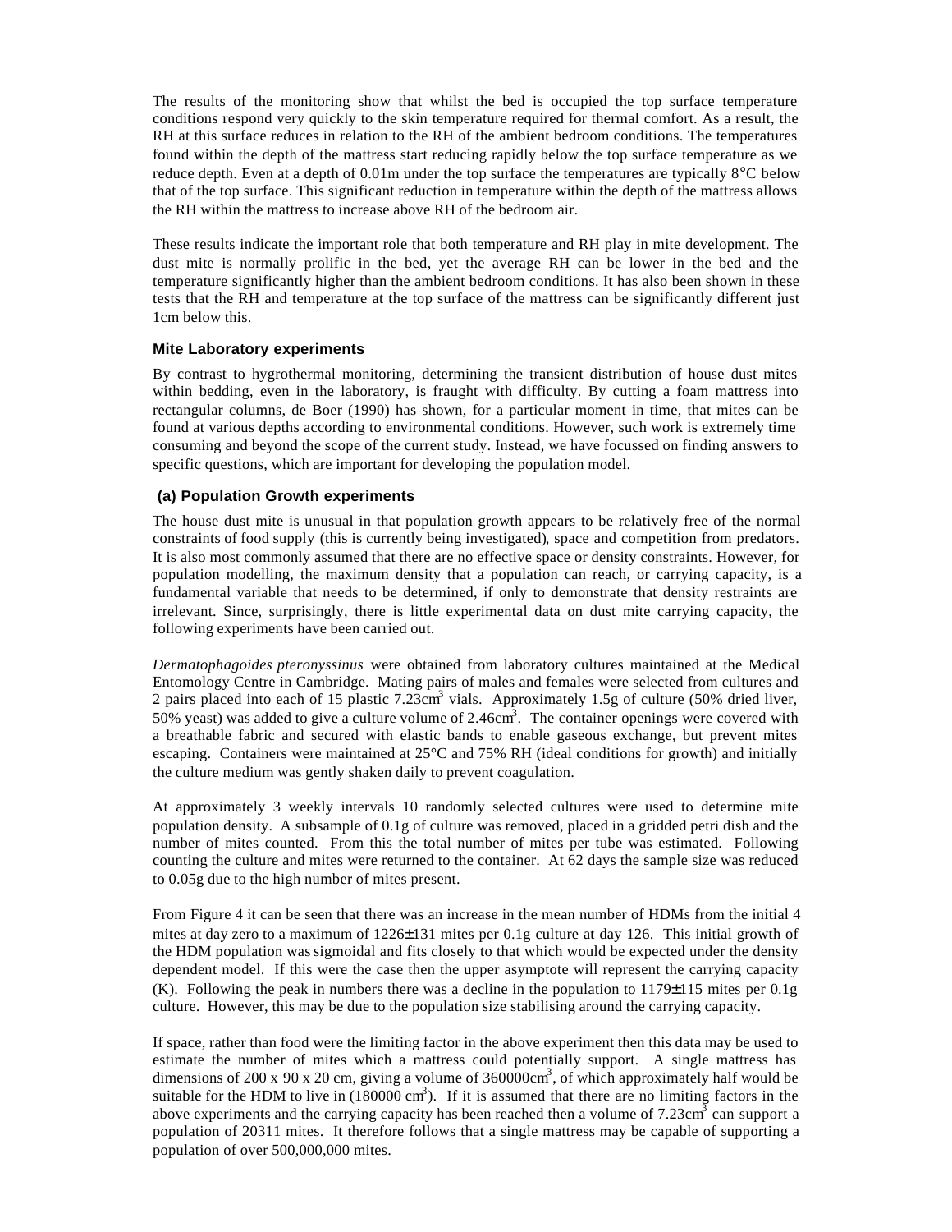The results of the monitoring show that whilst the bed is occupied the top surface temperature conditions respond very quickly to the skin temperature required for thermal comfort. As a result, the RH at this surface reduces in relation to the RH of the ambient bedroom conditions. The temperatures found within the depth of the mattress start reducing rapidly below the top surface temperature as we reduce depth. Even at a depth of 0.01m under the top surface the temperatures are typically 8°C below that of the top surface. This significant reduction in temperature within the depth of the mattress allows the RH within the mattress to increase above RH of the bedroom air.

These results indicate the important role that both temperature and RH play in mite development. The dust mite is normally prolific in the bed, yet the average RH can be lower in the bed and the temperature significantly higher than the ambient bedroom conditions. It has also been shown in these tests that the RH and temperature at the top surface of the mattress can be significantly different just 1cm below this.

### Mite Laboratory experiments

By contrast to hygrothermal monitoring, determining the transient distribution of house dust mites within bedding, even in the laboratory, is fraught with difficulty. By cutting a foam mattress into rectangular columns, de Boer (1990) has shown, for a particular moment in time, that mites can be found at various depths according to environmental conditions. However, such work is extremely time consuming and beyond the scope of the current study. Instead, we have focussed on finding answers to specific questions, which are important for developing the population model.

### (a) Population Growth experiments

The house dust mite is unusual in that population growth appears to be relatively free of the normal constraints of food supply (this is currently being investigated), space and competition from predators. It is also most commonly assumed that there are no effective space or density constraints. However, for population modelling, the maximum density that a population can reach, or carrying capacity, is a fundamental variable that needs to be determined, if only to demonstrate that density restraints are irrelevant. Since, surprisingly, there is little experimental data on dust mite carrying capacity, the following experiments have been carried out.

*Dermatophagoides pteronyssinus* were obtained from laboratory cultures maintained at the Medical Entomology Centre in Cambridge. Mating pairs of males and females were selected from cultures and 2 pairs placed into each of 15 plastic 7.23cm$^3$ vials. Approximately 1.5g of culture (50% dried liver, 50% yeast) was added to give a culture volume of 2.46cm$^3$. The container openings were covered with a breathable fabric and secured with elastic bands to enable gaseous exchange, but prevent mites escaping. Containers were maintained at 25°C and 75% RH (ideal conditions for growth) and initially the culture medium was gently shaken daily to prevent coagulation.

At approximately 3 weekly intervals 10 randomly selected cultures were used to determine mite population density. A subsample of 0.1g of culture was removed, placed in a gridded petri dish and the number of mites counted. From this the total number of mites per tube was estimated. Following counting the culture and mites were returned to the container. At 62 days the sample size was reduced to 0.05g due to the high number of mites present.

From Figure 4 it can be seen that there was an increase in the mean number of HDMs from the initial 4 mites at day zero to a maximum of 1226±131 mites per 0.1g culture at day 126. This initial growth of the HDM population was sigmoidal and fits closely to that which would be expected under the density dependent model. If this were the case then the upper asymptote will represent the carrying capacity (K). Following the peak in numbers there was a decline in the population to 1179±115 mites per 0.1g culture. However, this may be due to the population size stabilising around the carrying capacity.

If space, rather than food were the limiting factor in the above experiment then this data may be used to estimate the number of mites which a mattress could potentially support. A single mattress has dimensions of 200 x 90 x 20 cm, giving a volume of 360000cm$^3$, of which approximately half would be suitable for the HDM to live in (180000 cm$^3$). If it is assumed that there are no limiting factors in the above experiments and the carrying capacity has been reached then a volume of 7.23cm$^3$ can support a population of 20311 mites. It therefore follows that a single mattress may be capable of supporting a population of over 500,000,000 mites.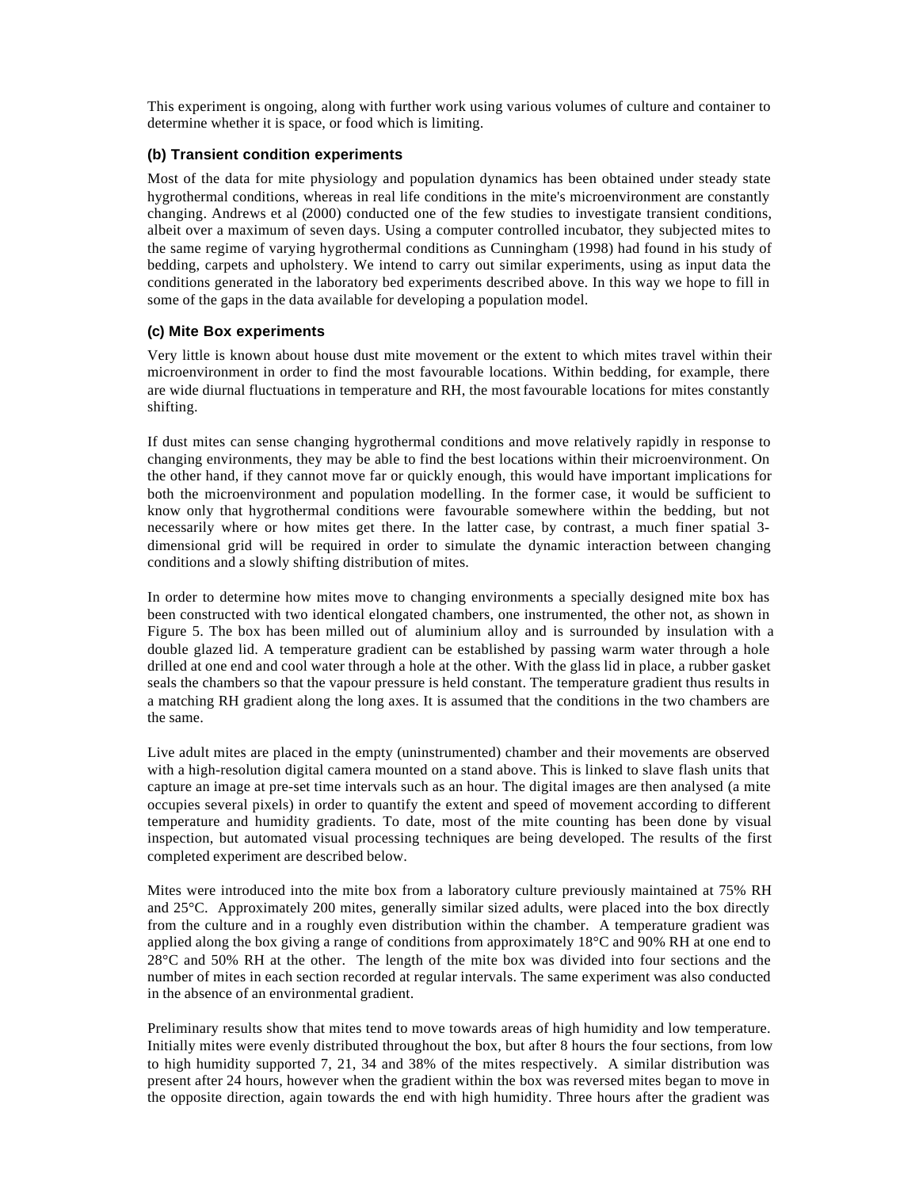This experiment is ongoing, along with further work using various volumes of culture and container to determine whether it is space, or food which is limiting.

### (b) Transient condition experiments

Most of the data for mite physiology and population dynamics has been obtained under steady state hygrothermal conditions, whereas in real life conditions in the mite's microenvironment are constantly changing. Andrews et al (2000) conducted one of the few studies to investigate transient conditions, albeit over a maximum of seven days. Using a computer controlled incubator, they subjected mites to the same regime of varying hygrothermal conditions as Cunningham (1998) had found in his study of bedding, carpets and upholstery. We intend to carry out similar experiments, using as input data the conditions generated in the laboratory bed experiments described above. In this way we hope to fill in some of the gaps in the data available for developing a population model.

### (c) Mite Box experiments

Very little is known about house dust mite movement or the extent to which mites travel within their microenvironment in order to find the most favourable locations. Within bedding, for example, there are wide diurnal fluctuations in temperature and RH, the most favourable locations for mites constantly shifting.

If dust mites can sense changing hygrothermal conditions and move relatively rapidly in response to changing environments, they may be able to find the best locations within their microenvironment. On the other hand, if they cannot move far or quickly enough, this would have important implications for both the microenvironment and population modelling. In the former case, it would be sufficient to know only that hygrothermal conditions were favourable somewhere within the bedding, but not necessarily where or how mites get there. In the latter case, by contrast, a much finer spatial 3-dimensional grid will be required in order to simulate the dynamic interaction between changing conditions and a slowly shifting distribution of mites.

In order to determine how mites move to changing environments a specially designed mite box has been constructed with two identical elongated chambers, one instrumented, the other not, as shown in Figure 5. The box has been milled out of aluminium alloy and is surrounded by insulation with a double glazed lid. A temperature gradient can be established by passing warm water through a hole drilled at one end and cool water through a hole at the other. With the glass lid in place, a rubber gasket seals the chambers so that the vapour pressure is held constant. The temperature gradient thus results in a matching RH gradient along the long axes. It is assumed that the conditions in the two chambers are the same.

Live adult mites are placed in the empty (uninstrumented) chamber and their movements are observed with a high-resolution digital camera mounted on a stand above. This is linked to slave flash units that capture an image at pre-set time intervals such as an hour. The digital images are then analysed (a mite occupies several pixels) in order to quantify the extent and speed of movement according to different temperature and humidity gradients. To date, most of the mite counting has been done by visual inspection, but automated visual processing techniques are being developed. The results of the first completed experiment are described below.

Mites were introduced into the mite box from a laboratory culture previously maintained at 75% RH and 25°C. Approximately 200 mites, generally similar sized adults, were placed into the box directly from the culture and in a roughly even distribution within the chamber. A temperature gradient was applied along the box giving a range of conditions from approximately 18°C and 90% RH at one end to 28°C and 50% RH at the other. The length of the mite box was divided into four sections and the number of mites in each section recorded at regular intervals. The same experiment was also conducted in the absence of an environmental gradient.

Preliminary results show that mites tend to move towards areas of high humidity and low temperature. Initially mites were evenly distributed throughout the box, but after 8 hours the four sections, from low to high humidity supported 7, 21, 34 and 38% of the mites respectively. A similar distribution was present after 24 hours, however when the gradient within the box was reversed mites began to move in the opposite direction, again towards the end with high humidity. Three hours after the gradient was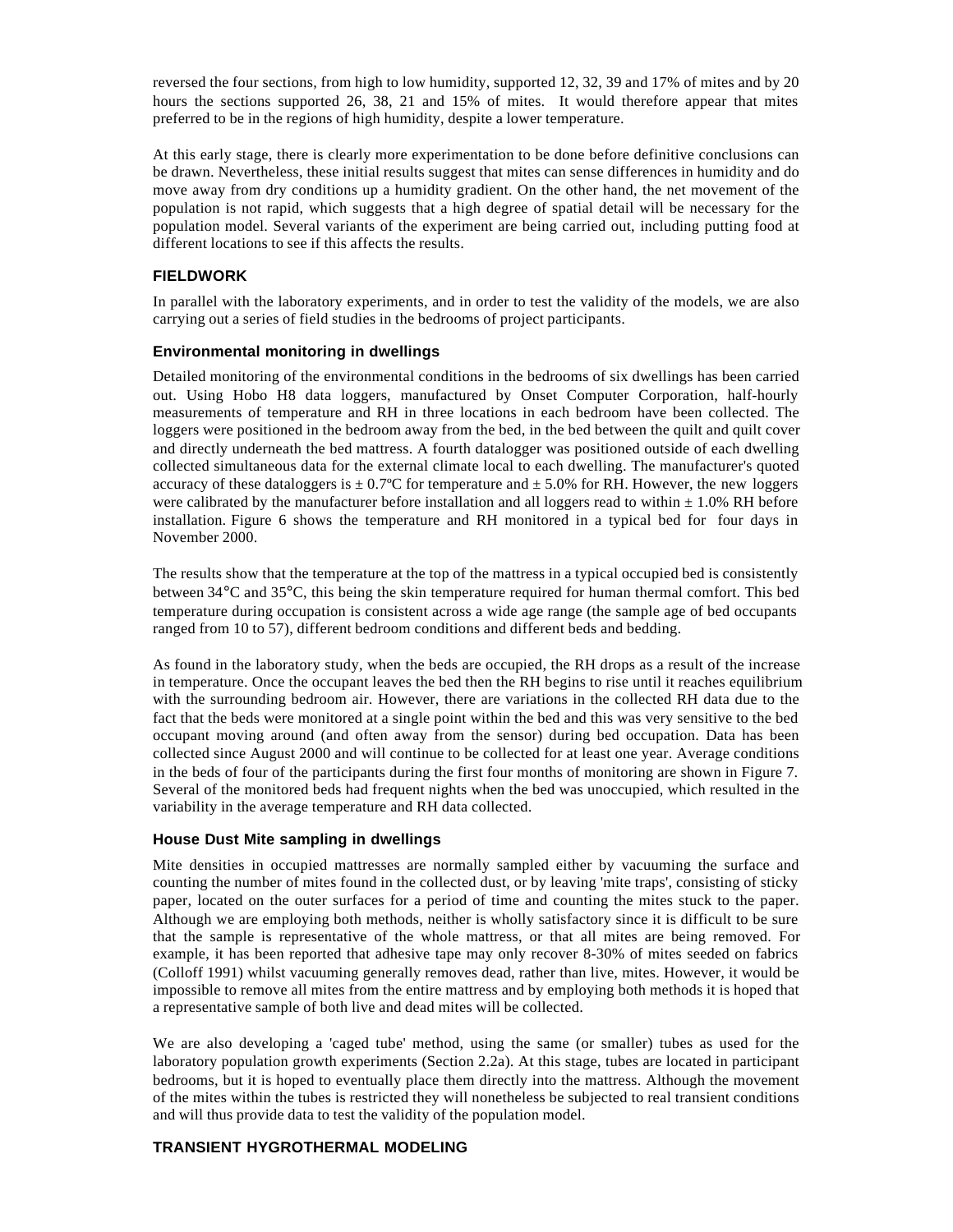reversed the four sections, from high to low humidity, supported 12, 32, 39 and 17% of mites and by 20 hours the sections supported 26, 38, 21 and 15% of mites. It would therefore appear that mites preferred to be in the regions of high humidity, despite a lower temperature.

At this early stage, there is clearly more experimentation to be done before definitive conclusions can be drawn. Nevertheless, these initial results suggest that mites can sense differences in humidity and do move away from dry conditions up a humidity gradient. On the other hand, the net movement of the population is not rapid, which suggests that a high degree of spatial detail will be necessary for the population model. Several variants of the experiment are being carried out, including putting food at different locations to see if this affects the results.

## FIELDWORK

In parallel with the laboratory experiments, and in order to test the validity of the models, we are also carrying out a series of field studies in the bedrooms of project participants.

### Environmental monitoring in dwellings

Detailed monitoring of the environmental conditions in the bedrooms of six dwellings has been carried out. Using Hobo H8 data loggers, manufactured by Onset Computer Corporation, half-hourly measurements of temperature and RH in three locations in each bedroom have been collected. The loggers were positioned in the bedroom away from the bed, in the bed between the quilt and quilt cover and directly underneath the bed mattress. A fourth datalogger was positioned outside of each dwelling collected simultaneous data for the external climate local to each dwelling. The manufacturer's quoted accuracy of these dataloggers is ± 0.7ºC for temperature and ± 5.0% for RH. However, the new loggers were calibrated by the manufacturer before installation and all loggers read to within ± 1.0% RH before installation. Figure 6 shows the temperature and RH monitored in a typical bed for four days in November 2000.

The results show that the temperature at the top of the mattress in a typical occupied bed is consistently between 34°C and 35°C, this being the skin temperature required for human thermal comfort. This bed temperature during occupation is consistent across a wide age range (the sample age of bed occupants ranged from 10 to 57), different bedroom conditions and different beds and bedding.

As found in the laboratory study, when the beds are occupied, the RH drops as a result of the increase in temperature. Once the occupant leaves the bed then the RH begins to rise until it reaches equilibrium with the surrounding bedroom air. However, there are variations in the collected RH data due to the fact that the beds were monitored at a single point within the bed and this was very sensitive to the bed occupant moving around (and often away from the sensor) during bed occupation. Data has been collected since August 2000 and will continue to be collected for at least one year. Average conditions in the beds of four of the participants during the first four months of monitoring are shown in Figure 7. Several of the monitored beds had frequent nights when the bed was unoccupied, which resulted in the variability in the average temperature and RH data collected.

### House Dust Mite sampling in dwellings

Mite densities in occupied mattresses are normally sampled either by vacuuming the surface and counting the number of mites found in the collected dust, or by leaving 'mite traps', consisting of sticky paper, located on the outer surfaces for a period of time and counting the mites stuck to the paper. Although we are employing both methods, neither is wholly satisfactory since it is difficult to be sure that the sample is representative of the whole mattress, or that all mites are being removed. For example, it has been reported that adhesive tape may only recover 8-30% of mites seeded on fabrics (Colloff 1991) whilst vacuuming generally removes dead, rather than live, mites. However, it would be impossible to remove all mites from the entire mattress and by employing both methods it is hoped that a representative sample of both live and dead mites will be collected.

We are also developing a 'caged tube' method, using the same (or smaller) tubes as used for the laboratory population growth experiments (Section 2.2a). At this stage, tubes are located in participant bedrooms, but it is hoped to eventually place them directly into the mattress. Although the movement of the mites within the tubes is restricted they will nonetheless be subjected to real transient conditions and will thus provide data to test the validity of the population model.

## TRANSIENT HYGROTHERMAL MODELING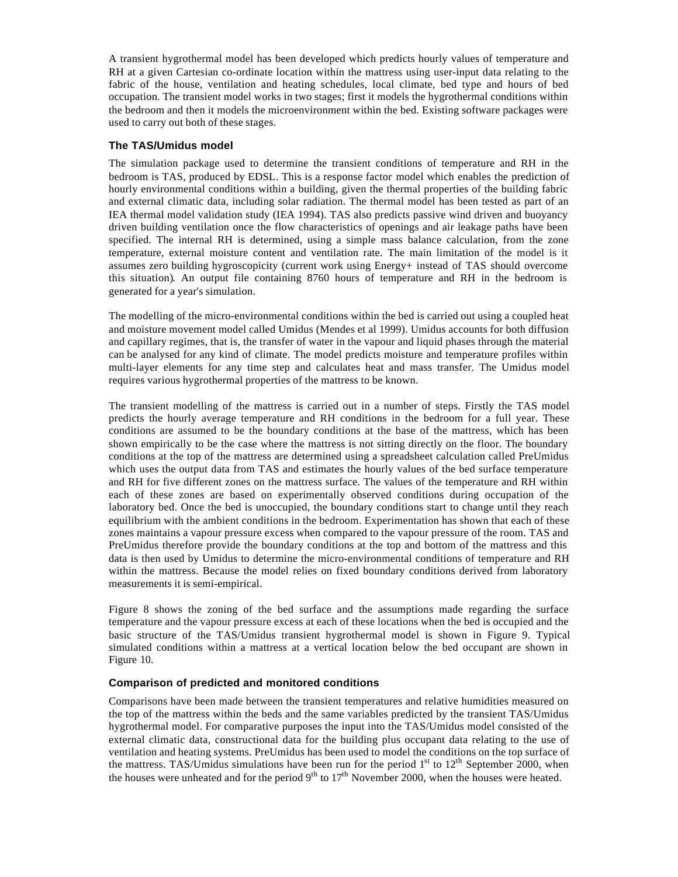A transient hygrothermal model has been developed which predicts hourly values of temperature and RH at a given Cartesian co-ordinate location within the mattress using user-input data relating to the fabric of the house, ventilation and heating schedules, local climate, bed type and hours of bed occupation. The transient model works in two stages; first it models the hygrothermal conditions within the bedroom and then it models the microenvironment within the bed. Existing software packages were used to carry out both of these stages.

### The TAS/Umidus model

The simulation package used to determine the transient conditions of temperature and RH in the bedroom is TAS, produced by EDSL. This is a response factor model which enables the prediction of hourly environmental conditions within a building, given the thermal properties of the building fabric and external climatic data, including solar radiation. The thermal model has been tested as part of an IEA thermal model validation study (IEA 1994). TAS also predicts passive wind driven and buoyancy driven building ventilation once the flow characteristics of openings and air leakage paths have been specified. The internal RH is determined, using a simple mass balance calculation, from the zone temperature, external moisture content and ventilation rate. The main limitation of the model is it assumes zero building hygroscopicity (current work using Energy+ instead of TAS should overcome this situation). An output file containing 8760 hours of temperature and RH in the bedroom is generated for a year's simulation.

The modelling of the micro-environmental conditions within the bed is carried out using a coupled heat and moisture movement model called Umidus (Mendes et al 1999). Umidus accounts for both diffusion and capillary regimes, that is, the transfer of water in the vapour and liquid phases through the material can be analysed for any kind of climate. The model predicts moisture and temperature profiles within multi-layer elements for any time step and calculates heat and mass transfer. The Umidus model requires various hygrothermal properties of the mattress to be known.

The transient modelling of the mattress is carried out in a number of steps. Firstly the TAS model predicts the hourly average temperature and RH conditions in the bedroom for a full year. These conditions are assumed to be the boundary conditions at the base of the mattress, which has been shown empirically to be the case where the mattress is not sitting directly on the floor. The boundary conditions at the top of the mattress are determined using a spreadsheet calculation called PreUmidus which uses the output data from TAS and estimates the hourly values of the bed surface temperature and RH for five different zones on the mattress surface. The values of the temperature and RH within each of these zones are based on experimentally observed conditions during occupation of the laboratory bed. Once the bed is unoccupied, the boundary conditions start to change until they reach equilibrium with the ambient conditions in the bedroom. Experimentation has shown that each of these zones maintains a vapour pressure excess when compared to the vapour pressure of the room. TAS and PreUmidus therefore provide the boundary conditions at the top and bottom of the mattress and this data is then used by Umidus to determine the micro-environmental conditions of temperature and RH within the mattress. Because the model relies on fixed boundary conditions derived from laboratory measurements it is semi-empirical.

Figure 8 shows the zoning of the bed surface and the assumptions made regarding the surface temperature and the vapour pressure excess at each of these locations when the bed is occupied and the basic structure of the TAS/Umidus transient hygrothermal model is shown in Figure 9. Typical simulated conditions within a mattress at a vertical location below the bed occupant are shown in Figure 10.

### Comparison of predicted and monitored conditions

Comparisons have been made between the transient temperatures and relative humidities measured on the top of the mattress within the beds and the same variables predicted by the transient TAS/Umidus hygrothermal model. For comparative purposes the input into the TAS/Umidus model consisted of the external climatic data, constructional data for the building plus occupant data relating to the use of ventilation and heating systems. PreUmidus has been used to model the conditions on the top surface of the mattress. TAS/Umidus simulations have been run for the period 1st to 12th September 2000, when the houses were unheated and for the period 9th to 17th November 2000, when the houses were heated.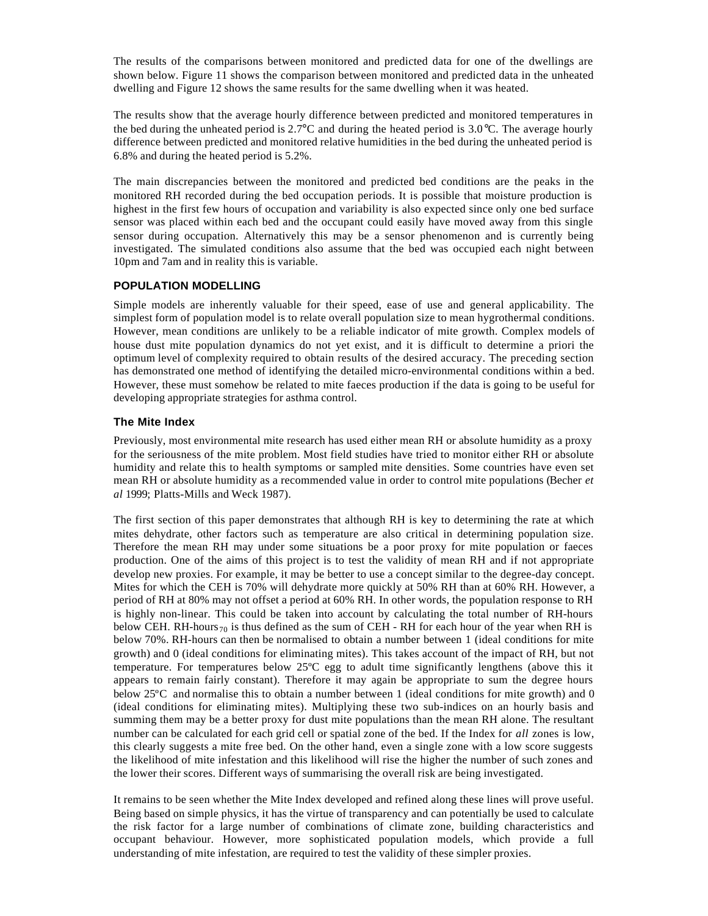The results of the comparisons between monitored and predicted data for one of the dwellings are shown below. Figure 11 shows the comparison between monitored and predicted data in the unheated dwelling and Figure 12 shows the same results for the same dwelling when it was heated.

The results show that the average hourly difference between predicted and monitored temperatures in the bed during the unheated period is 2.7°C and during the heated period is 3.0°C. The average hourly difference between predicted and monitored relative humidities in the bed during the unheated period is 6.8% and during the heated period is 5.2%.

The main discrepancies between the monitored and predicted bed conditions are the peaks in the monitored RH recorded during the bed occupation periods. It is possible that moisture production is highest in the first few hours of occupation and variability is also expected since only one bed surface sensor was placed within each bed and the occupant could easily have moved away from this single sensor during occupation. Alternatively this may be a sensor phenomenon and is currently being investigated. The simulated conditions also assume that the bed was occupied each night between 10pm and 7am and in reality this is variable.

## POPULATION MODELLING

Simple models are inherently valuable for their speed, ease of use and general applicability. The simplest form of population model is to relate overall population size to mean hygrothermal conditions. However, mean conditions are unlikely to be a reliable indicator of mite growth. Complex models of house dust mite population dynamics do not yet exist, and it is difficult to determine a priori the optimum level of complexity required to obtain results of the desired accuracy. The preceding section has demonstrated one method of identifying the detailed micro-environmental conditions within a bed. However, these must somehow be related to mite faeces production if the data is going to be useful for developing appropriate strategies for asthma control.

### The Mite Index

Previously, most environmental mite research has used either mean RH or absolute humidity as a proxy for the seriousness of the mite problem. Most field studies have tried to monitor either RH or absolute humidity and relate this to health symptoms or sampled mite densities. Some countries have even set mean RH or absolute humidity as a recommended value in order to control mite populations (Becher *et al* 1999; Platts-Mills and Weck 1987).

The first section of this paper demonstrates that although RH is key to determining the rate at which mites dehydrate, other factors such as temperature are also critical in determining population size. Therefore the mean RH may under some situations be a poor proxy for mite population or faeces production. One of the aims of this project is to test the validity of mean RH and if not appropriate develop new proxies. For example, it may be better to use a concept similar to the degree-day concept. Mites for which the CEH is 70% will dehydrate more quickly at 50% RH than at 60% RH. However, a period of RH at 80% may not offset a period at 60% RH. In other words, the population response to RH is highly non-linear. This could be taken into account by calculating the total number of RH-hours below CEH. RH-hours$_{70}$ is thus defined as the sum of CEH - RH for each hour of the year when RH is below 70%. RH-hours can then be normalised to obtain a number between 1 (ideal conditions for mite growth) and 0 (ideal conditions for eliminating mites). This takes account of the impact of RH, but not temperature. For temperatures below 25ºC egg to adult time significantly lengthens (above this it appears to remain fairly constant). Therefore it may again be appropriate to sum the degree hours below 25ºC and normalise this to obtain a number between 1 (ideal conditions for mite growth) and 0 (ideal conditions for eliminating mites). Multiplying these two sub-indices on an hourly basis and summing them may be a better proxy for dust mite populations than the mean RH alone. The resultant number can be calculated for each grid cell or spatial zone of the bed. If the Index for *all* zones is low, this clearly suggests a mite free bed. On the other hand, even a single zone with a low score suggests the likelihood of mite infestation and this likelihood will rise the higher the number of such zones and the lower their scores. Different ways of summarising the overall risk are being investigated.

It remains to be seen whether the Mite Index developed and refined along these lines will prove useful. Being based on simple physics, it has the virtue of transparency and can potentially be used to calculate the risk factor for a large number of combinations of climate zone, building characteristics and occupant behaviour. However, more sophisticated population models, which provide a full understanding of mite infestation, are required to test the validity of these simpler proxies.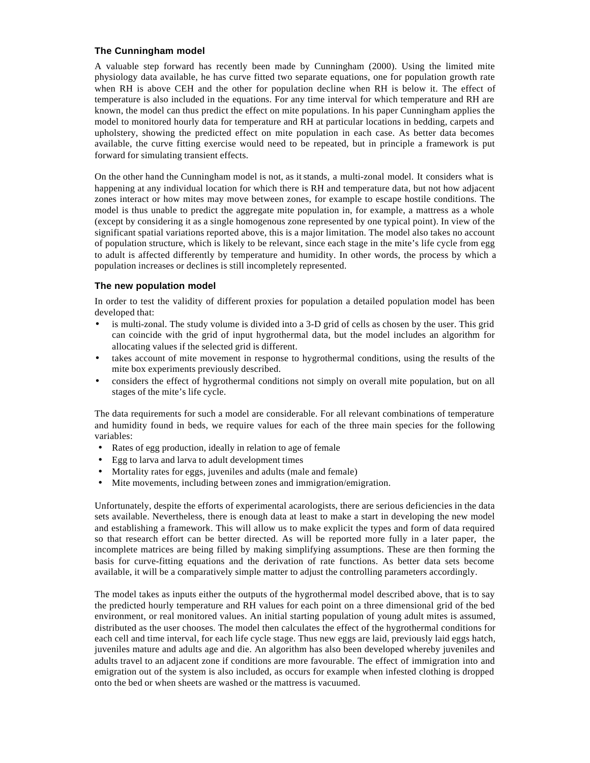### The Cunningham model

A valuable step forward has recently been made by Cunningham (2000). Using the limited mite physiology data available, he has curve fitted two separate equations, one for population growth rate when RH is above CEH and the other for population decline when RH is below it. The effect of temperature is also included in the equations. For any time interval for which temperature and RH are known, the model can thus predict the effect on mite populations. In his paper Cunningham applies the model to monitored hourly data for temperature and RH at particular locations in bedding, carpets and upholstery, showing the predicted effect on mite population in each case. As better data becomes available, the curve fitting exercise would need to be repeated, but in principle a framework is put forward for simulating transient effects.

On the other hand the Cunningham model is not, as it stands, a multi-zonal model. It considers what is happening at any individual location for which there is RH and temperature data, but not how adjacent zones interact or how mites may move between zones, for example to escape hostile conditions. The model is thus unable to predict the aggregate mite population in, for example, a mattress as a whole (except by considering it as a single homogenous zone represented by one typical point). In view of the significant spatial variations reported above, this is a major limitation. The model also takes no account of population structure, which is likely to be relevant, since each stage in the mite's life cycle from egg to adult is affected differently by temperature and humidity. In other words, the process by which a population increases or declines is still incompletely represented.

### The new population model

In order to test the validity of different proxies for population a detailed population model has been developed that:

- is multi-zonal. The study volume is divided into a 3-D grid of cells as chosen by the user. This grid can coincide with the grid of input hygrothermal data, but the model includes an algorithm for allocating values if the selected grid is different.
- takes account of mite movement in response to hygrothermal conditions, using the results of the mite box experiments previously described.
- considers the effect of hygrothermal conditions not simply on overall mite population, but on all stages of the mite's life cycle.

The data requirements for such a model are considerable. For all relevant combinations of temperature and humidity found in beds, we require values for each of the three main species for the following variables:

- Rates of egg production, ideally in relation to age of female
- Egg to larva and larva to adult development times
- Mortality rates for eggs, juveniles and adults (male and female)
- Mite movements, including between zones and immigration/emigration.

Unfortunately, despite the efforts of experimental acarologists, there are serious deficiencies in the data sets available. Nevertheless, there is enough data at least to make a start in developing the new model and establishing a framework. This will allow us to make explicit the types and form of data required so that research effort can be better directed. As will be reported more fully in a later paper, the incomplete matrices are being filled by making simplifying assumptions. These are then forming the basis for curve-fitting equations and the derivation of rate functions. As better data sets become available, it will be a comparatively simple matter to adjust the controlling parameters accordingly.

The model takes as inputs either the outputs of the hygrothermal model described above, that is to say the predicted hourly temperature and RH values for each point on a three dimensional grid of the bed environment, or real monitored values. An initial starting population of young adult mites is assumed, distributed as the user chooses. The model then calculates the effect of the hygrothermal conditions for each cell and time interval, for each life cycle stage. Thus new eggs are laid, previously laid eggs hatch, juveniles mature and adults age and die. An algorithm has also been developed whereby juveniles and adults travel to an adjacent zone if conditions are more favourable. The effect of immigration into and emigration out of the system is also included, as occurs for example when infested clothing is dropped onto the bed or when sheets are washed or the mattress is vacuumed.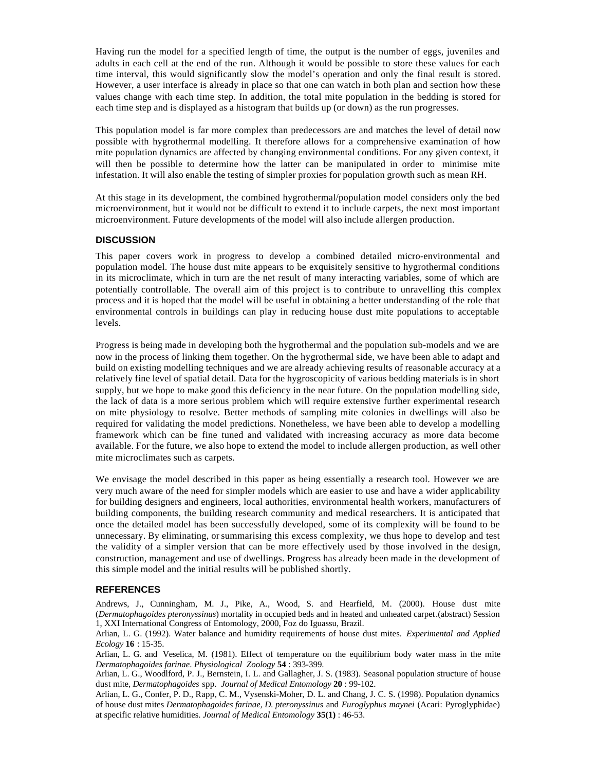Having run the model for a specified length of time, the output is the number of eggs, juveniles and adults in each cell at the end of the run. Although it would be possible to store these values for each time interval, this would significantly slow the model's operation and only the final result is stored. However, a user interface is already in place so that one can watch in both plan and section how these values change with each time step. In addition, the total mite population in the bedding is stored for each time step and is displayed as a histogram that builds up (or down) as the run progresses.

This population model is far more complex than predecessors are and matches the level of detail now possible with hygrothermal modelling. It therefore allows for a comprehensive examination of how mite population dynamics are affected by changing environmental conditions. For any given context, it will then be possible to determine how the latter can be manipulated in order to minimise mite infestation. It will also enable the testing of simpler proxies for population growth such as mean RH.

At this stage in its development, the combined hygrothermal/population model considers only the bed microenvironment, but it would not be difficult to extend it to include carpets, the next most important microenvironment. Future developments of the model will also include allergen production.

## DISCUSSION

This paper covers work in progress to develop a combined detailed micro-environmental and population model. The house dust mite appears to be exquisitely sensitive to hygrothermal conditions in its microclimate, which in turn are the net result of many interacting variables, some of which are potentially controllable. The overall aim of this project is to contribute to unravelling this complex process and it is hoped that the model will be useful in obtaining a better understanding of the role that environmental controls in buildings can play in reducing house dust mite populations to acceptable levels.

Progress is being made in developing both the hygrothermal and the population sub-models and we are now in the process of linking them together. On the hygrothermal side, we have been able to adapt and build on existing modelling techniques and we are already achieving results of reasonable accuracy at a relatively fine level of spatial detail. Data for the hygroscopicity of various bedding materials is in short supply, but we hope to make good this deficiency in the near future. On the population modelling side, the lack of data is a more serious problem which will require extensive further experimental research on mite physiology to resolve. Better methods of sampling mite colonies in dwellings will also be required for validating the model predictions. Nonetheless, we have been able to develop a modelling framework which can be fine tuned and validated with increasing accuracy as more data become available. For the future, we also hope to extend the model to include allergen production, as well other mite microclimates such as carpets.

We envisage the model described in this paper as being essentially a research tool. However we are very much aware of the need for simpler models which are easier to use and have a wider applicability for building designers and engineers, local authorities, environmental health workers, manufacturers of building components, the building research community and medical researchers. It is anticipated that once the detailed model has been successfully developed, some of its complexity will be found to be unnecessary. By eliminating, or summarising this excess complexity, we thus hope to develop and test the validity of a simpler version that can be more effectively used by those involved in the design, construction, management and use of dwellings. Progress has already been made in the development of this simple model and the initial results will be published shortly.

## REFERENCES

Andrews, J., Cunningham, M. J., Pike, A., Wood, S. and Hearfield, M. (2000). House dust mite (*Dermatophagoides pteronyssinus*) mortality in occupied beds and in heated and unheated carpet.(abstract) Session 1, XXI International Congress of Entomology, 2000, Foz do Iguassu, Brazil.

Arlian, L. G. (1992). Water balance and humidity requirements of house dust mites. *Experimental and Applied Ecology* **16** : 15-35.

Arlian, L. G. and Veselica, M. (1981). Effect of temperature on the equilibrium body water mass in the mite *Dermatophagoides farinae*. *Physiological Zoology* **54** : 393-399.

Arlian, L. G., Woodlford, P. J., Bernstein, I. L. and Gallagher, J. S. (1983). Seasonal population structure of house dust mite, *Dermatophagoides* spp. *Journal of Medical Entomology* **20** : 99-102.

Arlian, L. G., Confer, P. D., Rapp, C. M., Vysenski-Moher, D. L. and Chang, J. C. S. (1998). Population dynamics of house dust mites *Dermatophagoides farinae, D. pteronyssinus* and *Euroglyphus maynei* (Acari: Pyroglyphidae) at specific relative humidities. *Journal of Medical Entomology* **35(1)** : 46-53.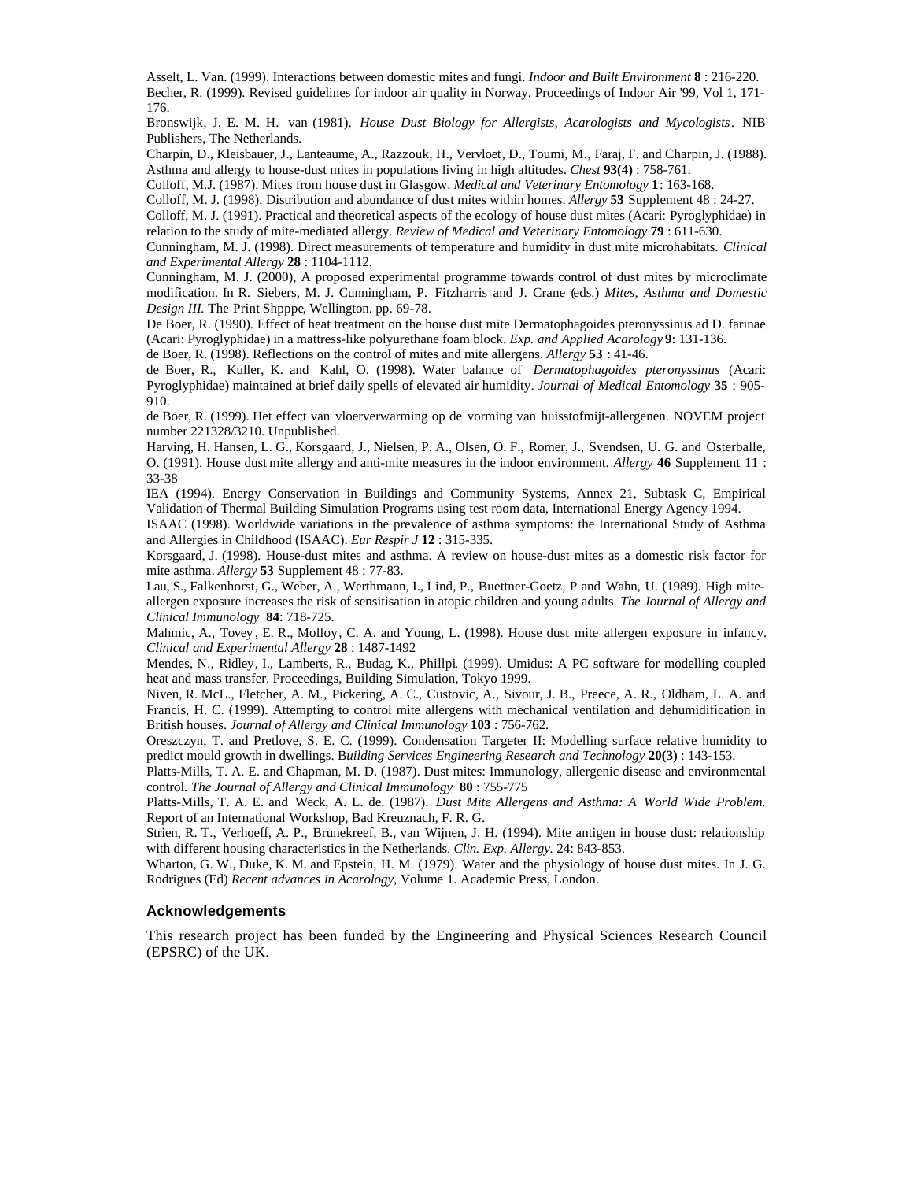Asselt, L. Van. (1999). Interactions between domestic mites and fungi. *Indoor and Built Environment* **8** : 216-220.

Becher, R. (1999). Revised guidelines for indoor air quality in Norway. Proceedings of Indoor Air '99, Vol 1, 171-176.

Bronswijk, J. E. M. H. van (1981). *House Dust Biology for Allergists, Acarologists and Mycologists*. NIB Publishers, The Netherlands.

Charpin, D., Kleisbauer, J., Lanteaume, A., Razzouk, H., Vervloet, D., Toumi, M., Faraj, F. and Charpin, J. (1988). Asthma and allergy to house-dust mites in populations living in high altitudes. *Chest* **93(4)** : 758-761.

Colloff, M.J. (1987). Mites from house dust in Glasgow. *Medical and Veterinary Entomology* **1**: 163-168.

Colloff, M. J. (1998). Distribution and abundance of dust mites within homes. *Allergy* **53** Supplement 48 : 24-27.

Colloff, M. J. (1991). Practical and theoretical aspects of the ecology of house dust mites (Acari: Pyroglyphidae) in relation to the study of mite-mediated allergy. *Review of Medical and Veterinary Entomology* **79** : 611-630.

Cunningham, M. J. (1998). Direct measurements of temperature and humidity in dust mite microhabitats. *Clinical and Experimental Allergy* **28** : 1104-1112.

Cunningham, M. J. (2000), A proposed experimental programme towards control of dust mites by microclimate modification. In R. Siebers, M. J. Cunningham, P. Fitzharris and J. Crane (eds.) *Mites, Asthma and Domestic Design III.* The Print Shpppe, Wellington. pp. 69-78.

De Boer, R. (1990). Effect of heat treatment on the house dust mite Dermatophagoides pteronyssinus ad D. farinae (Acari: Pyroglyphidae) in a mattress-like polyurethane foam block. *Exp. and Applied Acarology* **9**: 131-136.

de Boer, R. (1998). Reflections on the control of mites and mite allergens. *Allergy* **53** : 41-46.

de Boer, R., Kuller, K. and Kahl, O. (1998). Water balance of *Dermatophagoides pteronyssinus* (Acari: Pyroglyphidae) maintained at brief daily spells of elevated air humidity. *Journal of Medical Entomology* **35** : 905-910.

de Boer, R. (1999). Het effect van vloerverwarming op de vorming van huisstofmijt-allergenen. NOVEM project number 221328/3210. Unpublished.

Harving, H. Hansen, L. G., Korsgaard, J., Nielsen, P. A., Olsen, O. F., Romer, J., Svendsen, U. G. and Osterballe, O. (1991). House dust mite allergy and anti-mite measures in the indoor environment. *Allergy* **46** Supplement 11 : 33-38

IEA (1994). Energy Conservation in Buildings and Community Systems, Annex 21, Subtask C, Empirical Validation of Thermal Building Simulation Programs using test room data, International Energy Agency 1994.

ISAAC (1998). Worldwide variations in the prevalence of asthma symptoms: the International Study of Asthma and Allergies in Childhood (ISAAC). *Eur Respir J* **12** : 315-335.

Korsgaard, J. (1998). House-dust mites and asthma. A review on house-dust mites as a domestic risk factor for mite asthma. *Allergy* **53** Supplement 48 : 77-83.

Lau, S., Falkenhorst, G., Weber, A., Werthmann, I., Lind, P., Buettner-Goetz, P and Wahn, U. (1989). High mite-allergen exposure increases the risk of sensitisation in atopic children and young adults. *The Journal of Allergy and Clinical Immunology* **84**: 718-725.

Mahmic, A., Tovey, E. R., Molloy, C. A. and Young, L. (1998). House dust mite allergen exposure in infancy. *Clinical and Experimental Allergy* **28** : 1487-1492

Mendes, N., Ridley, I., Lamberts, R., Budag, K., Phillpi. (1999). Umidus: A PC software for modelling coupled heat and mass transfer. Proceedings, Building Simulation, Tokyo 1999.

Niven, R. McL., Fletcher, A. M., Pickering, A. C., Custovic, A., Sivour, J. B., Preece, A. R., Oldham, L. A. and Francis, H. C. (1999). Attempting to control mite allergens with mechanical ventilation and dehumidification in British houses. *Journal of Allergy and Clinical Immunology* **103** : 756-762.

Oreszczyn, T. and Pretlove, S. E. C. (1999). Condensation Targeter II: Modelling surface relative humidity to predict mould growth in dwellings. B*uilding Services Engineering Research and Technology* **20(3)** : 143-153.

Platts-Mills, T. A. E. and Chapman, M. D. (1987). Dust mites: Immunology, allergenic disease and environmental control. *The Journal of Allergy and Clinical Immunology* **80** : 755-775

Platts-Mills, T. A. E. and Weck, A. L. de. (1987). *Dust Mite Allergens and Asthma: A World Wide Problem.* Report of an International Workshop, Bad Kreuznach, F. R. G.

Strien, R. T., Verhoeff, A. P., Brunekreef, B., van Wijnen, J. H. (1994). Mite antigen in house dust: relationship with different housing characteristics in the Netherlands. *Clin. Exp. Allergy.* 24: 843-853.

Wharton, G. W., Duke, K. M. and Epstein, H. M. (1979). Water and the physiology of house dust mites. In J. G. Rodrigues (Ed) *Recent advances in Acarology*, Volume 1. Academic Press, London.

## Acknowledgements

This research project has been funded by the Engineering and Physical Sciences Research Council (EPSRC) of the UK.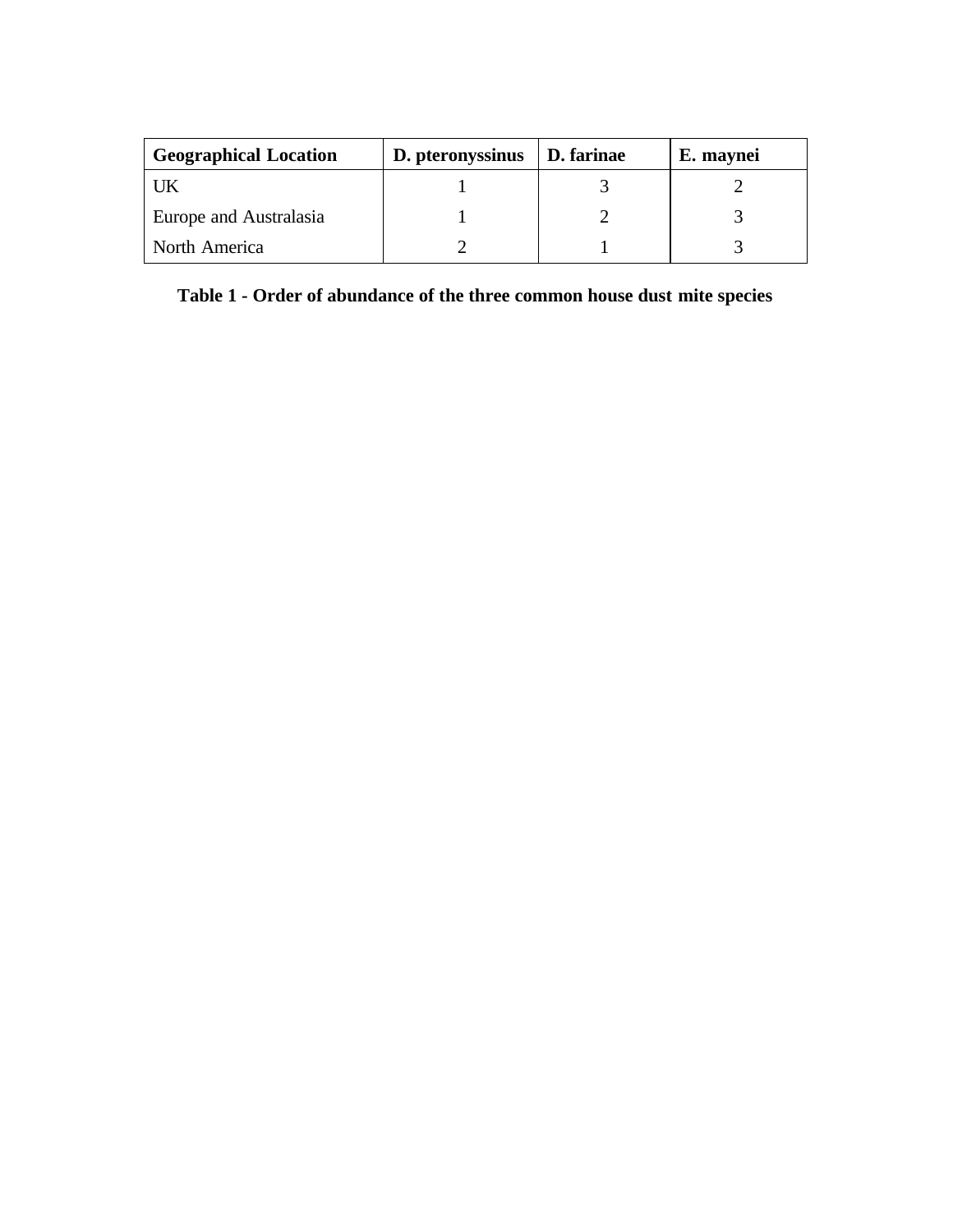| Geographical Location | D. pteronyssinus | D. farinae | E. maynei |
|---|---|---|---|
| UK | 1 | 3 | 2 |
| Europe and Australasia | 1 | 2 | 3 |
| North America | 2 | 1 | 3 |

**Table 1 - Order of abundance of the three common house dust mite species**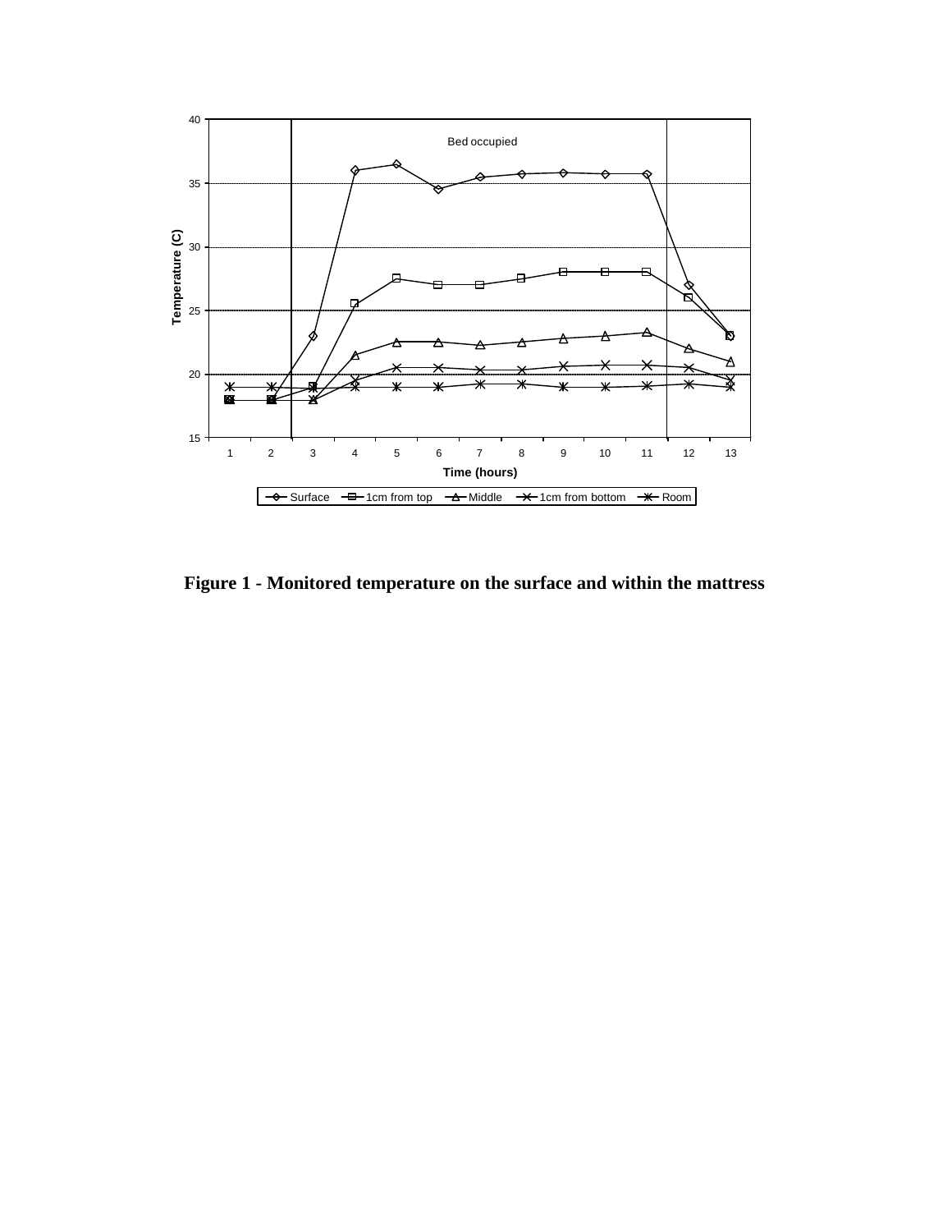**Figure 1 - Monitored temperature on the surface and within the mattress**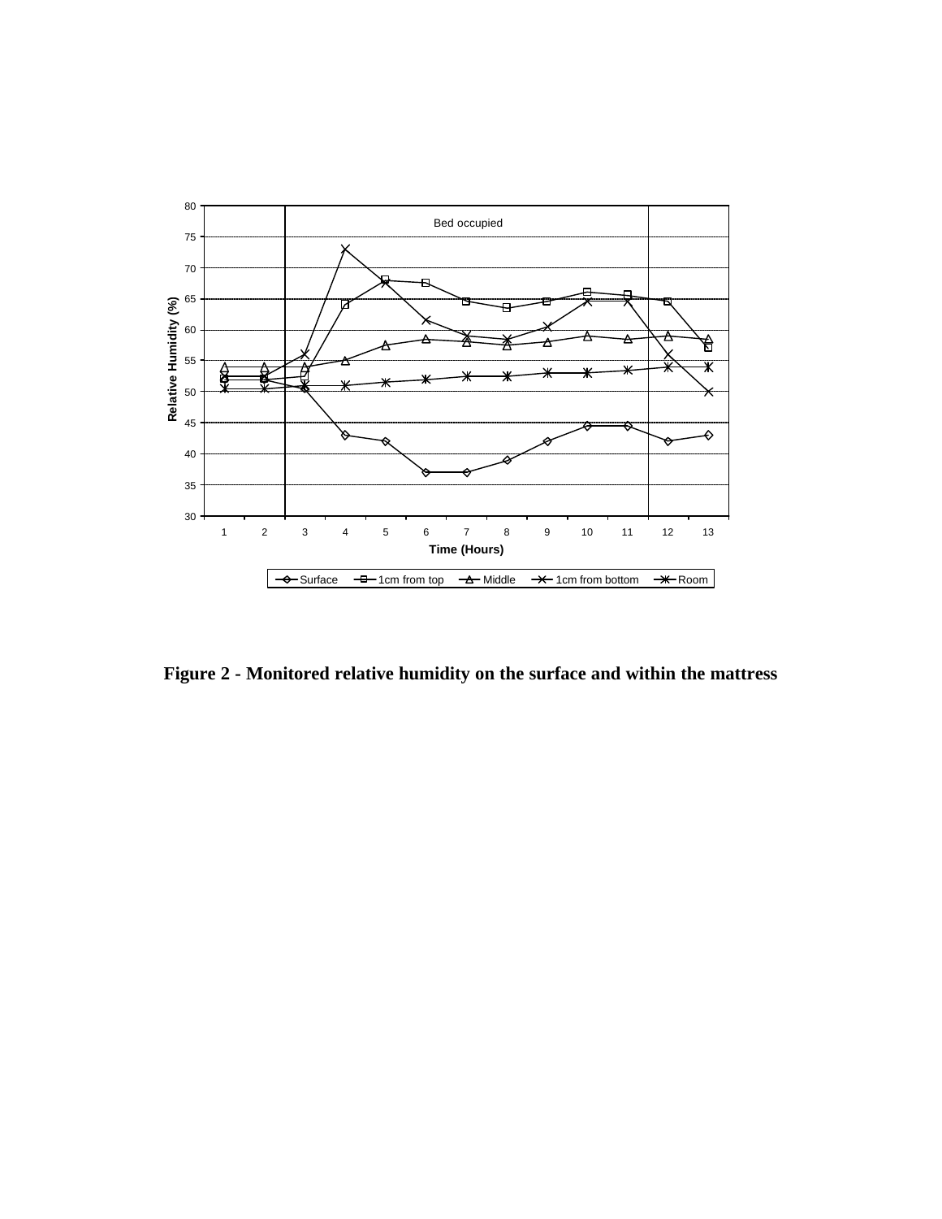Figure 2 - Monitored relative humidity on the surface and within the mattress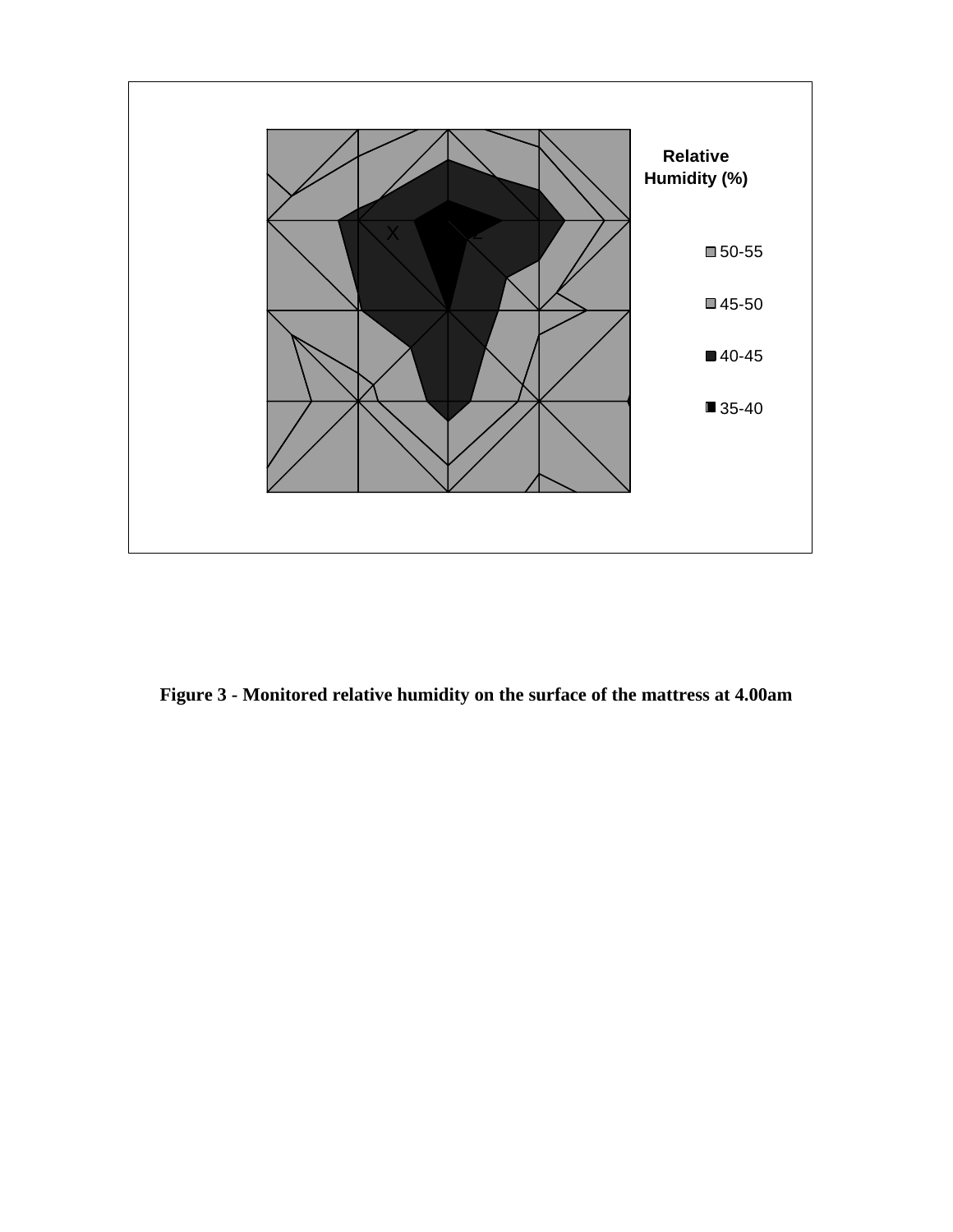**Figure 3 - Monitored relative humidity on the surface of the mattress at 4.00am**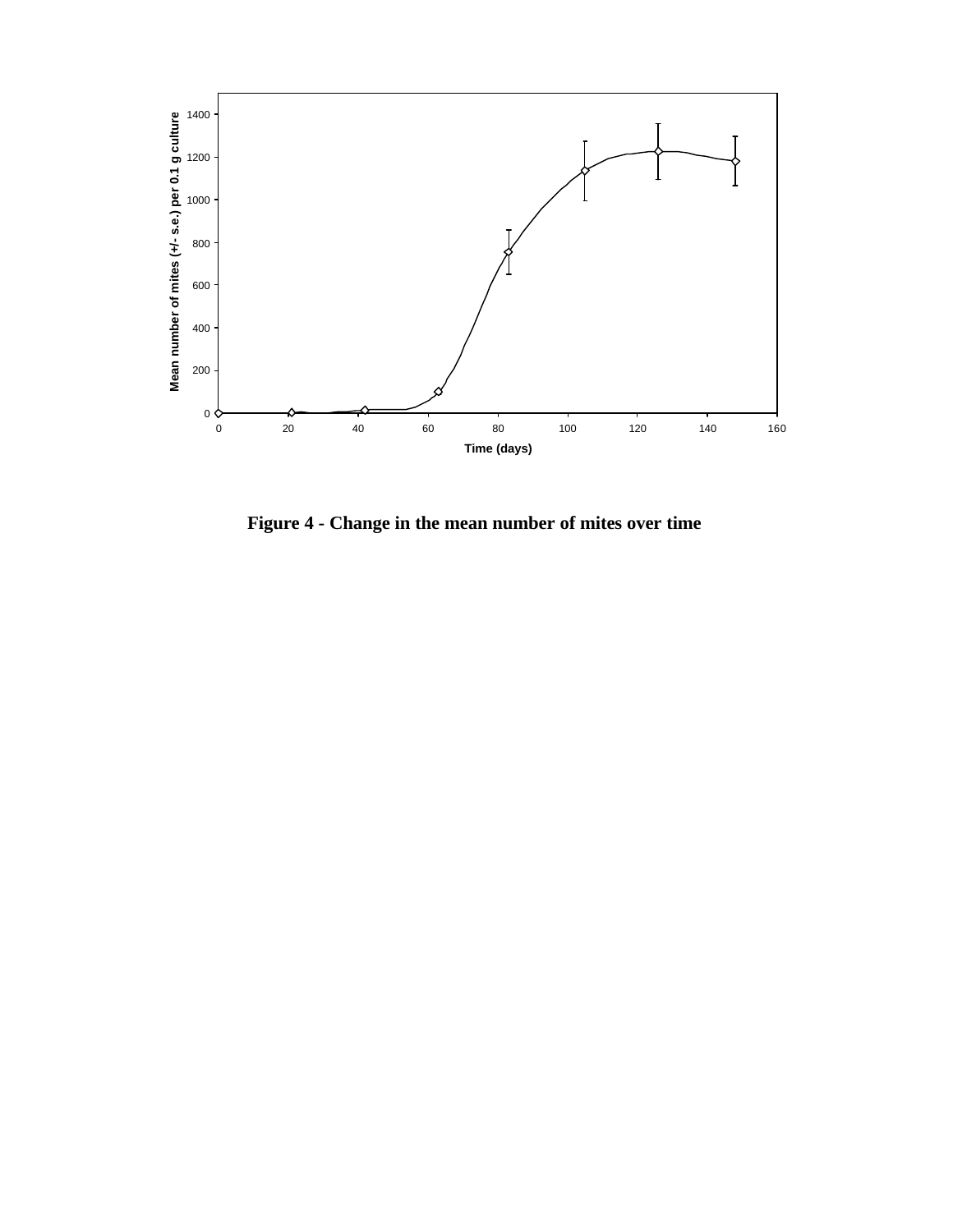**Figure 4 - Change in the mean number of mites over time**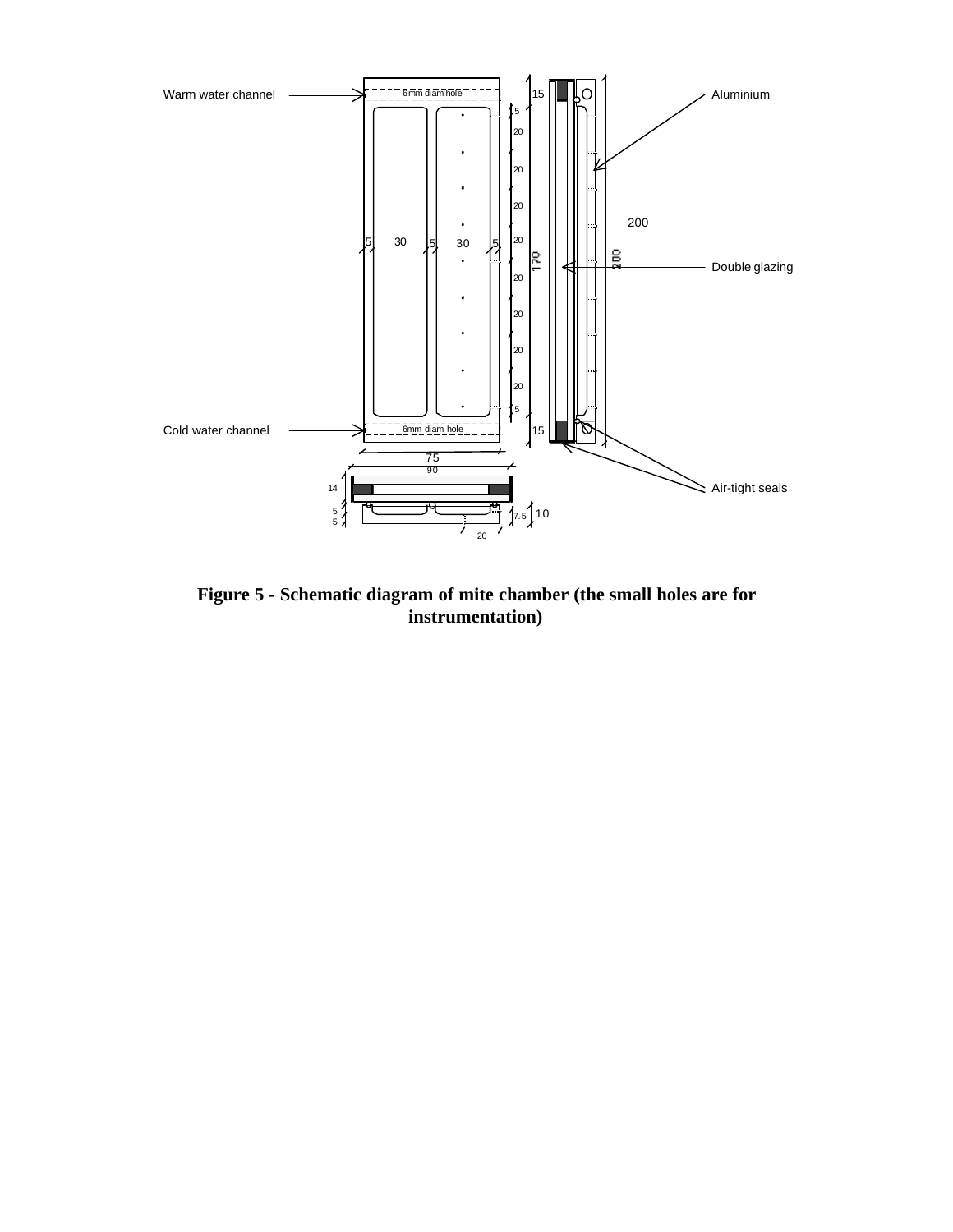**Figure 5 - Schematic diagram of mite chamber (the small holes are for instrumentation)**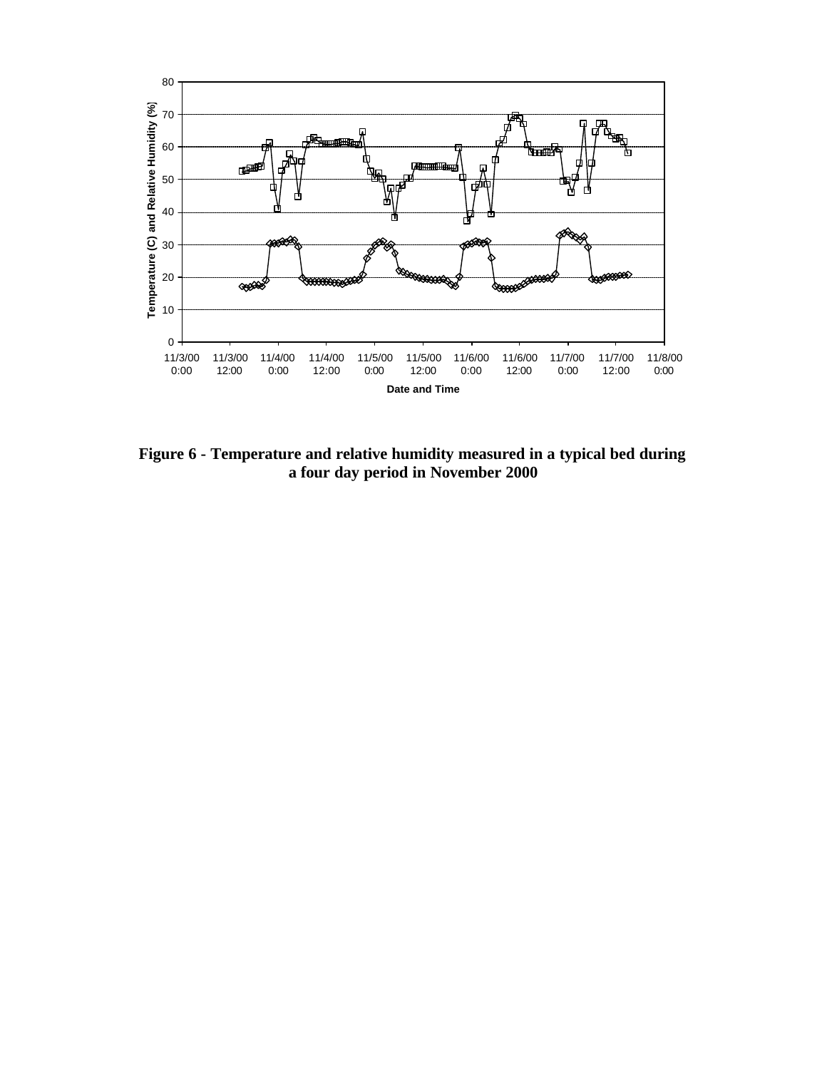**Figure 6 - Temperature and relative humidity measured in a typical bed during a four day period in November 2000**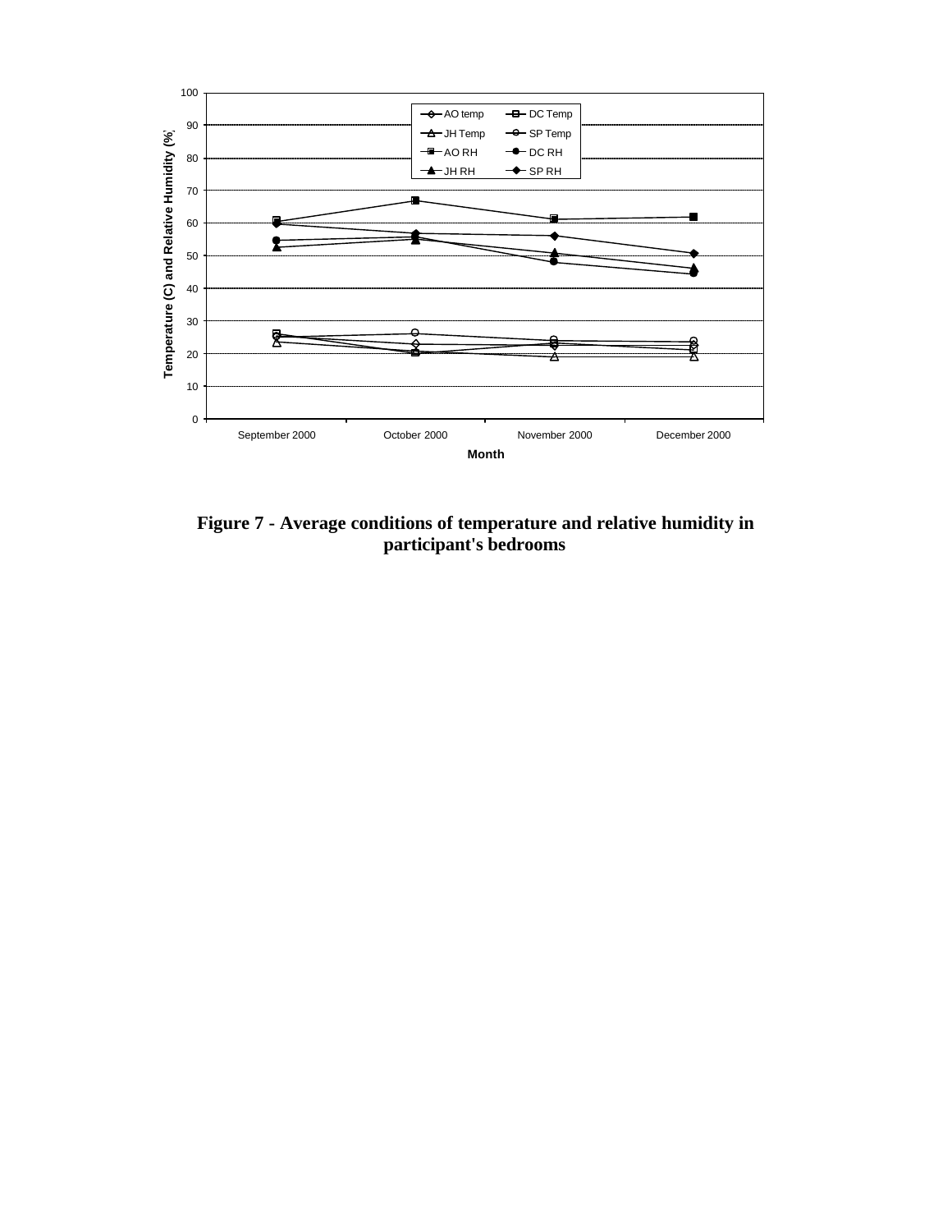**Figure 7 - Average conditions of temperature and relative humidity in participant's bedrooms**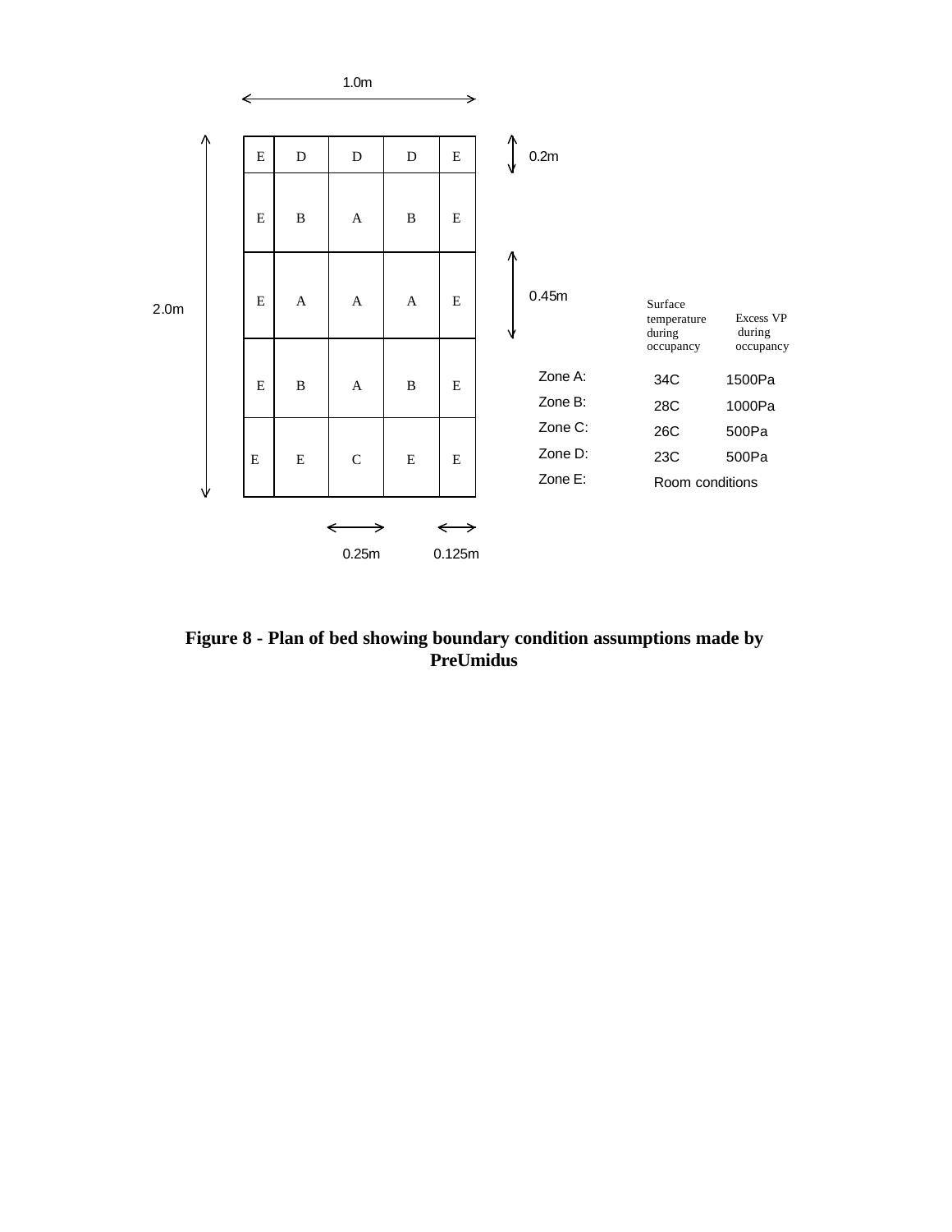1.0m

2.0m

| E | D | D | D | E |
|---|---|---|---|---|
| E | B | A | B | E |
| E | A | A | A | E |
| E | B | A | B | E |
| E | E | C | E | E |

0.2m

0.45m

0.25m 0.125m

| | Surface temperature during occupancy | Excess VP during occupancy |
|---|---|---|
| Zone A: | 34C | 1500Pa |
| Zone B: | 28C | 1000Pa |
| Zone C: | 26C | 500Pa |
| Zone D: | 23C | 500Pa |
| Zone E: | Room conditions | |

**Figure 8 - Plan of bed showing boundary condition assumptions made by PreUmidus**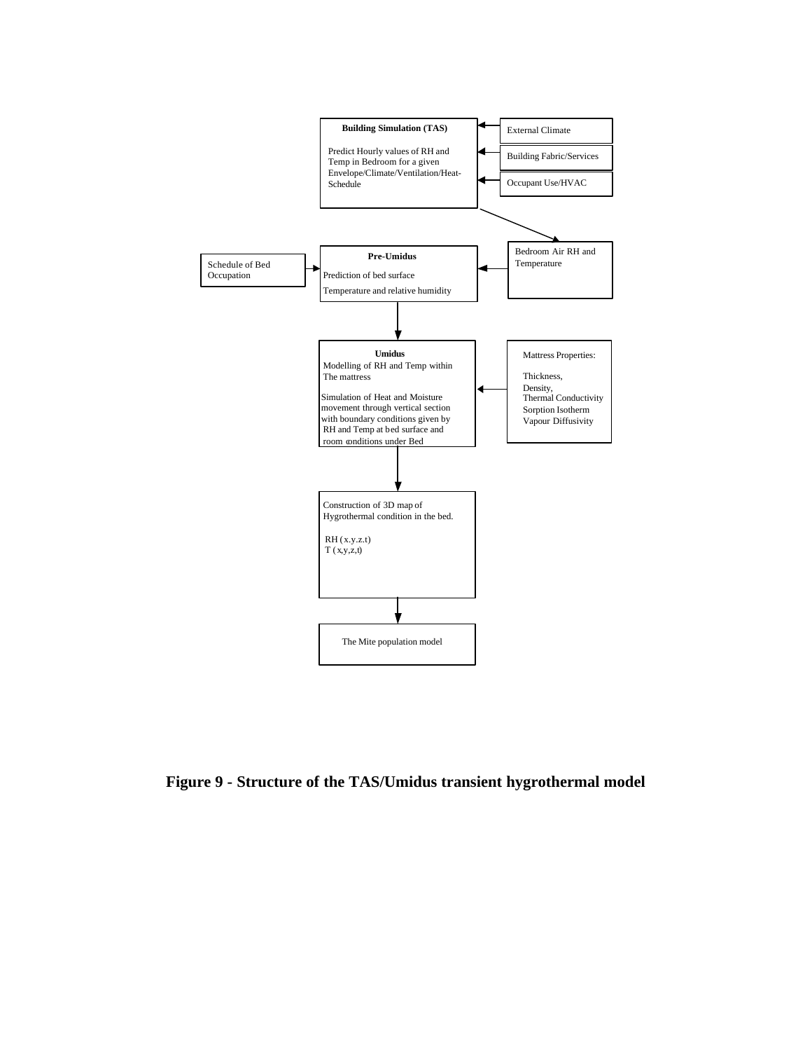**Building Simulation (TAS)**

Predict Hourly values of RH and Temp in Bedroom for a given Envelope/Climate/Ventilation/Heat-Schedule

External Climate

Building Fabric/Services

Occupant Use/HVAC

Bedroom Air RH and Temperature

Schedule of Bed Occupation

**Pre-Umidus**

Prediction of bed surface

Temperature and relative humidity

**Umidus**

Modelling of RH and Temp within The mattress

Simulation of Heat and Moisture movement through vertical section with boundary conditions given by RH and Temp at bed surface and room conditions under Bed

Mattress Properties:

Thickness,
Density,
Thermal Conductivity
Sorption Isotherm
Vapour Diffusivity

Construction of 3D map of Hygrothermal condition in the bed.

RH (x.y.z.t)
T (x,y,z,t)

The Mite population model

**Figure 9 - Structure of the TAS/Umidus transient hygrothermal model**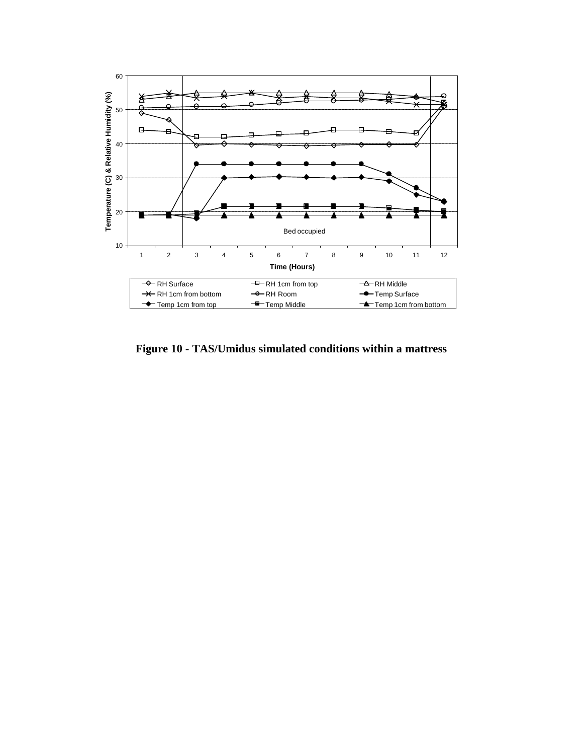**Figure 10 - TAS/Umidus simulated conditions within a mattress**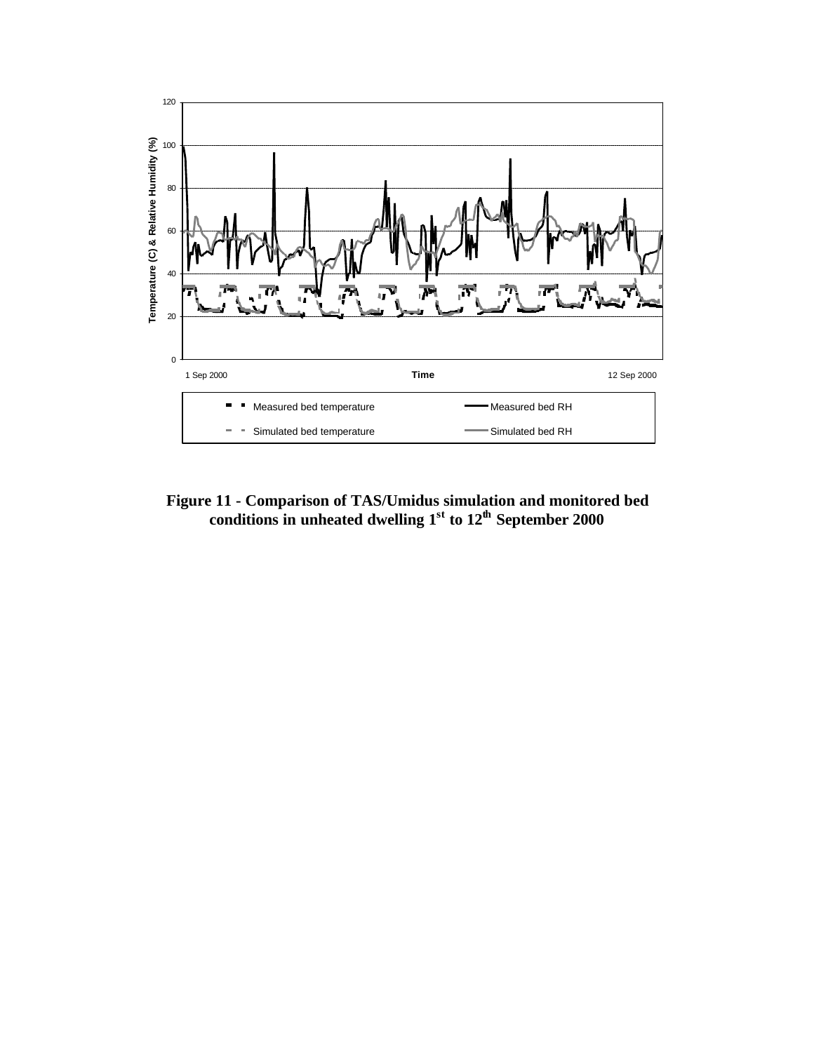**Figure 11 - Comparison of TAS/Umidus simulation and monitored bed conditions in unheated dwelling 1st to 12th September 2000**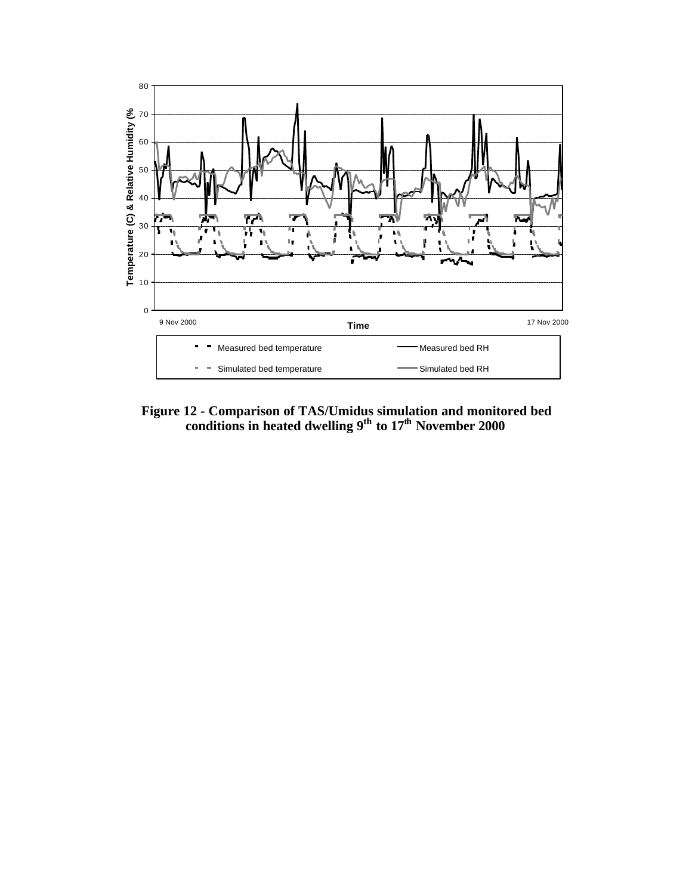80

70

60

50

40

30

20

10

0

Temperature (C) & Relative Humidity (%

9 Nov 2000

Time

17 Nov 2000

Measured bed temperature

Measured bed RH

Simulated bed temperature

Simulated bed RH

**Figure 12 - Comparison of TAS/Umidus simulation and monitored bed conditions in heated dwelling 9th to 17th November 2000**